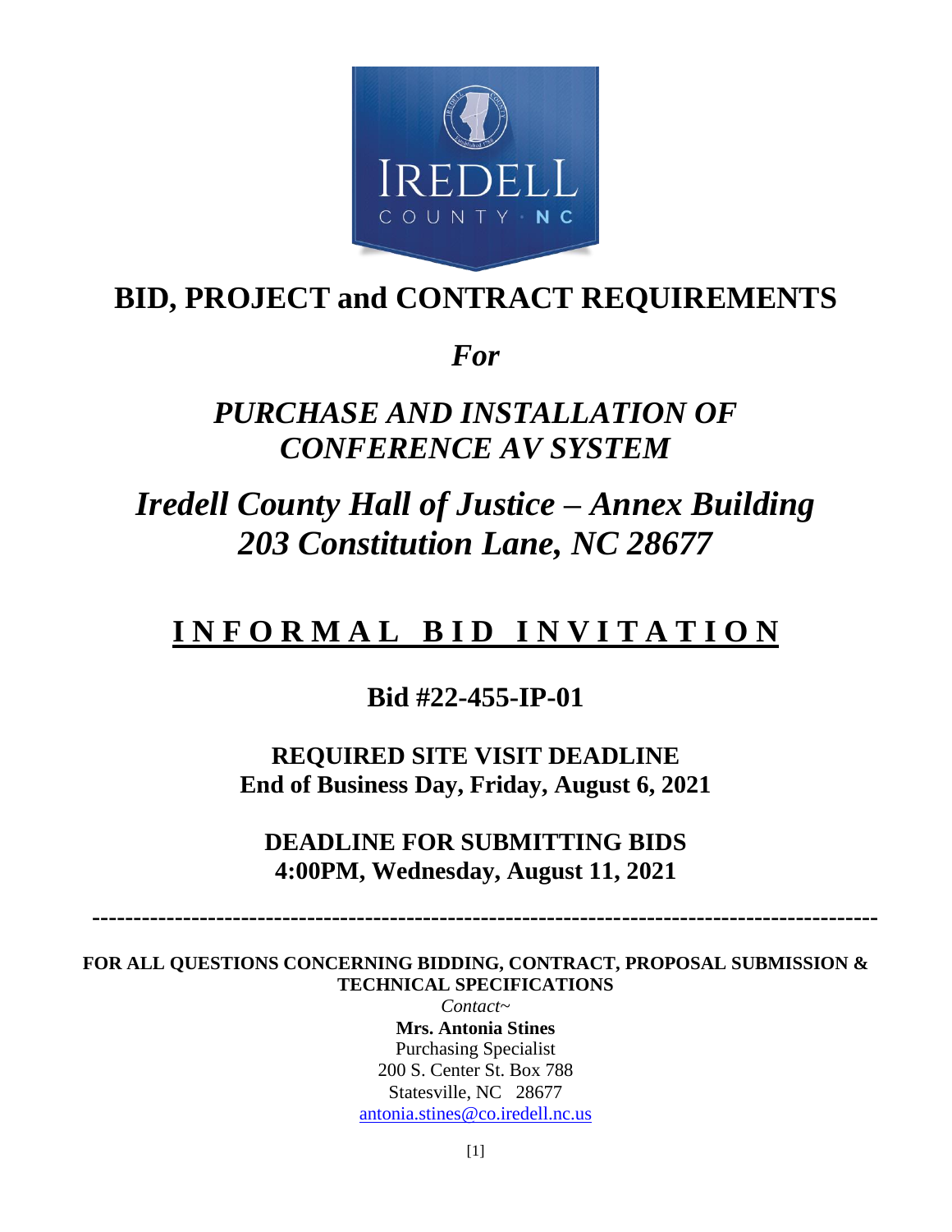# BID, PROJECT and CONTRACT REQUIREMENTS

*For*

## *PURCHASE AND INSTALLATION OF CONFERENCE AV SYSTEM*

## *Iredell County Hall of Justice – Annex Building 203 Constitution Lane, NC 28677*

# INFORMAL BID INVITATION

**Bid #22-455-IP-01**

**REQUIRED SITE VISIT DEADLINE**
**End of Business Day, Friday, August 6, 2021**

**DEADLINE FOR SUBMITTING BIDS**
**4:00PM, Wednesday, August 11, 2021**

---

**FOR ALL QUESTIONS CONCERNING BIDDING, CONTRACT, PROPOSAL SUBMISSION & TECHNICAL SPECIFICATIONS**

*Contact~*

**Mrs. Antonia Stines**
Purchasing Specialist
200 S. Center St. Box 788
Statesville, NC 28677
antonia.stines@co.iredell.nc.us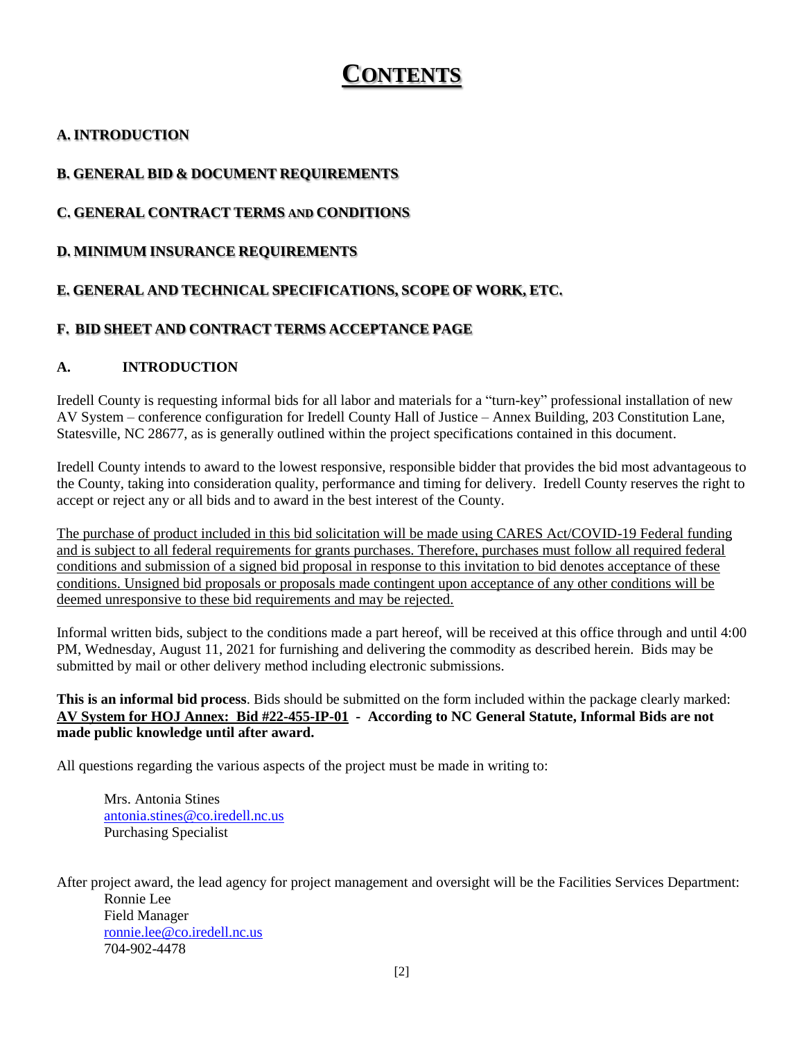# CONTENTS

**A. INTRODUCTION**

**B. GENERAL BID & DOCUMENT REQUIREMENTS**

**C. GENERAL CONTRACT TERMS AND CONDITIONS**

**D. MINIMUM INSURANCE REQUIREMENTS**

**E. GENERAL AND TECHNICAL SPECIFICATIONS, SCOPE OF WORK, ETC.**

**F. BID SHEET AND CONTRACT TERMS ACCEPTANCE PAGE**

## A. INTRODUCTION

Iredell County is requesting informal bids for all labor and materials for a "turn-key" professional installation of new AV System – conference configuration for Iredell County Hall of Justice – Annex Building, 203 Constitution Lane, Statesville, NC 28677, as is generally outlined within the project specifications contained in this document.

Iredell County intends to award to the lowest responsive, responsible bidder that provides the bid most advantageous to the County, taking into consideration quality, performance and timing for delivery. Iredell County reserves the right to accept or reject any or all bids and to award in the best interest of the County.

The purchase of product included in this bid solicitation will be made using CARES Act/COVID-19 Federal funding and is subject to all federal requirements for grants purchases. Therefore, purchases must follow all required federal conditions and submission of a signed bid proposal in response to this invitation to bid denotes acceptance of these conditions. Unsigned bid proposals or proposals made contingent upon acceptance of any other conditions will be deemed unresponsive to these bid requirements and may be rejected.

Informal written bids, subject to the conditions made a part hereof, will be received at this office through and until 4:00 PM, Wednesday, August 11, 2021 for furnishing and delivering the commodity as described herein. Bids may be submitted by mail or other delivery method including electronic submissions.

**This is an informal bid process**. Bids should be submitted on the form included within the package clearly marked: **AV System for HOJ Annex: Bid #22-455-IP-01 - According to NC General Statute, Informal Bids are not made public knowledge until after award.**

All questions regarding the various aspects of the project must be made in writing to:

Mrs. Antonia Stines
antonia.stines@co.iredell.nc.us
Purchasing Specialist

After project award, the lead agency for project management and oversight will be the Facilities Services Department:

Ronnie Lee
Field Manager
ronnie.lee@co.iredell.nc.us
704-902-4478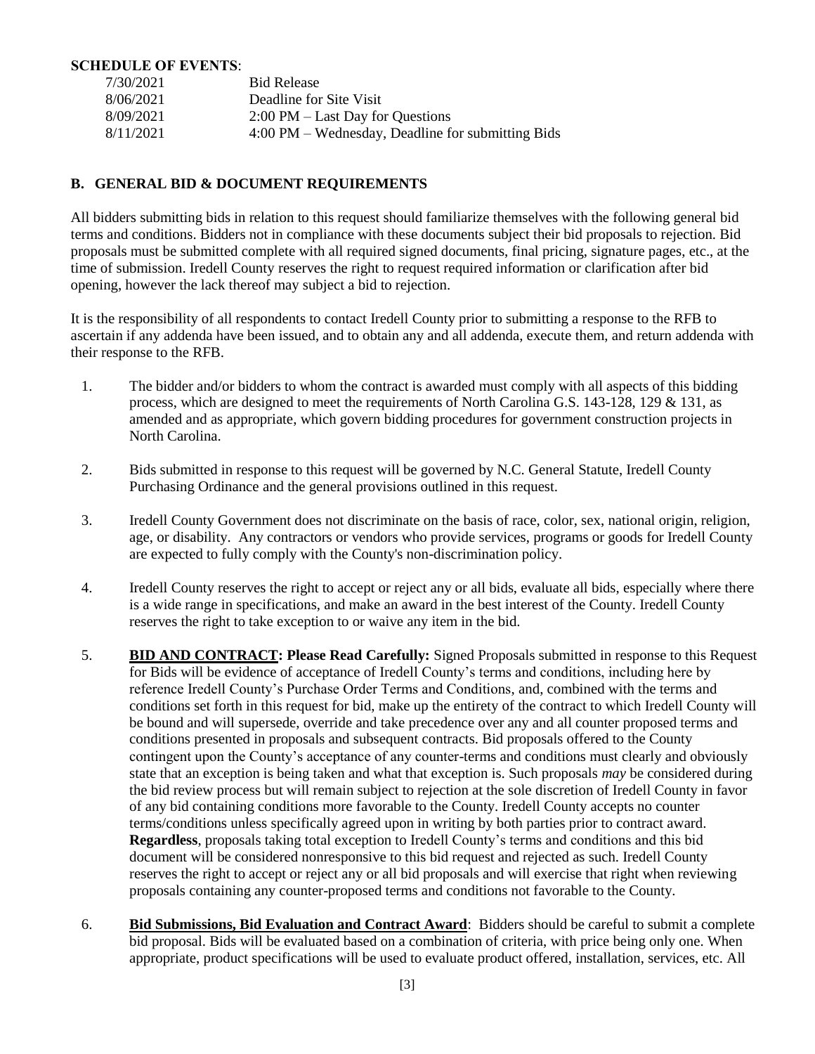**SCHEDULE OF EVENTS**:

| | |
|---|---|
| 7/30/2021 | Bid Release |
| 8/06/2021 | Deadline for Site Visit |
| 8/09/2021 | 2:00 PM – Last Day for Questions |
| 8/11/2021 | 4:00 PM – Wednesday, Deadline for submitting Bids |

## B. GENERAL BID & DOCUMENT REQUIREMENTS

All bidders submitting bids in relation to this request should familiarize themselves with the following general bid terms and conditions. Bidders not in compliance with these documents subject their bid proposals to rejection. Bid proposals must be submitted complete with all required signed documents, final pricing, signature pages, etc., at the time of submission. Iredell County reserves the right to request required information or clarification after bid opening, however the lack thereof may subject a bid to rejection.

It is the responsibility of all respondents to contact Iredell County prior to submitting a response to the RFB to ascertain if any addenda have been issued, and to obtain any and all addenda, execute them, and return addenda with their response to the RFB.

1. The bidder and/or bidders to whom the contract is awarded must comply with all aspects of this bidding process, which are designed to meet the requirements of North Carolina G.S. 143-128, 129 & 131, as amended and as appropriate, which govern bidding procedures for government construction projects in North Carolina.

2. Bids submitted in response to this request will be governed by N.C. General Statute, Iredell County Purchasing Ordinance and the general provisions outlined in this request.

3. Iredell County Government does not discriminate on the basis of race, color, sex, national origin, religion, age, or disability. Any contractors or vendors who provide services, programs or goods for Iredell County are expected to fully comply with the County's non-discrimination policy.

4. Iredell County reserves the right to accept or reject any or all bids, evaluate all bids, especially where there is a wide range in specifications, and make an award in the best interest of the County. Iredell County reserves the right to take exception to or waive any item in the bid.

5. **BID AND CONTRACT: Please Read Carefully:** Signed Proposals submitted in response to this Request for Bids will be evidence of acceptance of Iredell County's terms and conditions, including here by reference Iredell County's Purchase Order Terms and Conditions, and, combined with the terms and conditions set forth in this request for bid, make up the entirety of the contract to which Iredell County will be bound and will supersede, override and take precedence over any and all counter proposed terms and conditions presented in proposals and subsequent contracts. Bid proposals offered to the County contingent upon the County's acceptance of any counter-terms and conditions must clearly and obviously state that an exception is being taken and what that exception is. Such proposals *may* be considered during the bid review process but will remain subject to rejection at the sole discretion of Iredell County in favor of any bid containing conditions more favorable to the County. Iredell County accepts no counter terms/conditions unless specifically agreed upon in writing by both parties prior to contract award. **Regardless**, proposals taking total exception to Iredell County's terms and conditions and this bid document will be considered nonresponsive to this bid request and rejected as such. Iredell County reserves the right to accept or reject any or all bid proposals and will exercise that right when reviewing proposals containing any counter-proposed terms and conditions not favorable to the County.

6. **Bid Submissions, Bid Evaluation and Contract Award**: Bidders should be careful to submit a complete bid proposal. Bids will be evaluated based on a combination of criteria, with price being only one. When appropriate, product specifications will be used to evaluate product offered, installation, services, etc. All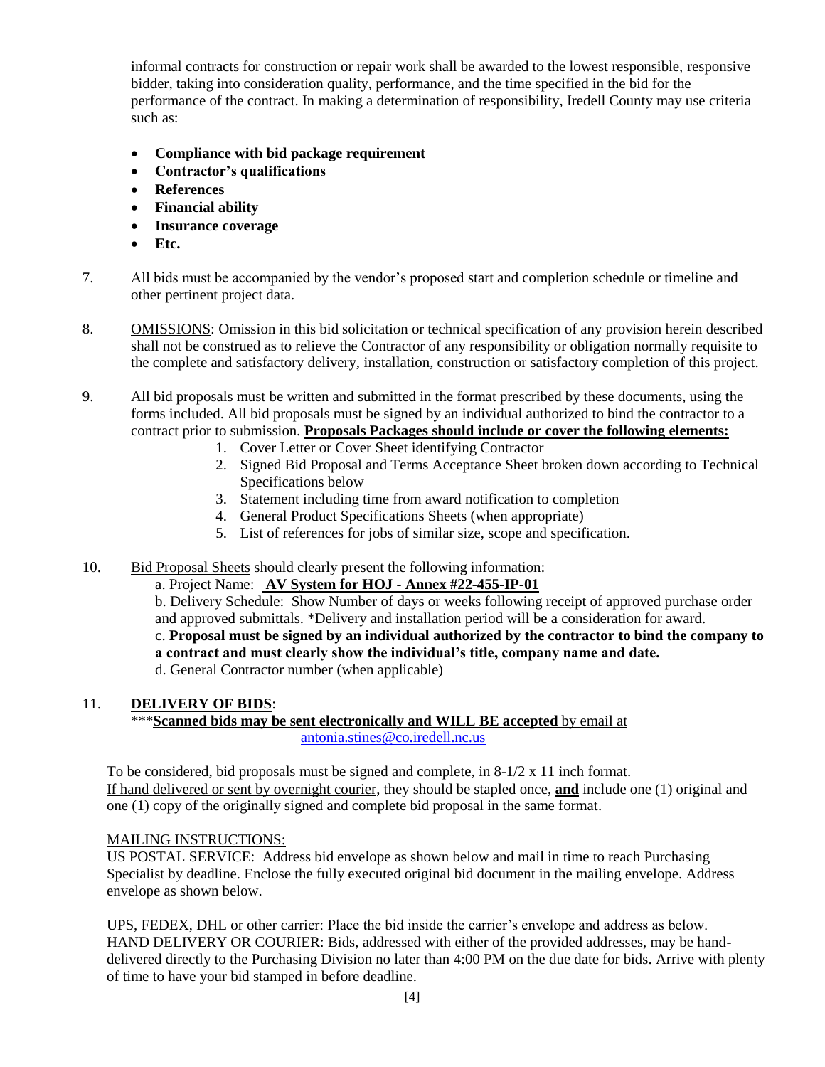informal contracts for construction or repair work shall be awarded to the lowest responsible, responsive bidder, taking into consideration quality, performance, and the time specified in the bid for the performance of the contract. In making a determination of responsibility, Iredell County may use criteria such as:

- **Compliance with bid package requirement**
- **Contractor's qualifications**
- **References**
- **Financial ability**
- **Insurance coverage**
- **Etc.**

7. All bids must be accompanied by the vendor's proposed start and completion schedule or timeline and other pertinent project data.

8. OMISSIONS: Omission in this bid solicitation or technical specification of any provision herein described shall not be construed as to relieve the Contractor of any responsibility or obligation normally requisite to the complete and satisfactory delivery, installation, construction or satisfactory completion of this project.

9. All bid proposals must be written and submitted in the format prescribed by these documents, using the forms included. All bid proposals must be signed by an individual authorized to bind the contractor to a contract prior to submission. **Proposals Packages should include or cover the following elements:**
   1. Cover Letter or Cover Sheet identifying Contractor
   2. Signed Bid Proposal and Terms Acceptance Sheet broken down according to Technical Specifications below
   3. Statement including time from award notification to completion
   4. General Product Specifications Sheets (when appropriate)
   5. List of references for jobs of similar size, scope and specification.

10. Bid Proposal Sheets should clearly present the following information:

    a. Project Name: **AV System for HOJ - Annex #22-455-IP-01**

    b. Delivery Schedule: Show Number of days or weeks following receipt of approved purchase order and approved submittals. *Delivery and installation period will be a consideration for award.

    c. **Proposal must be signed by an individual authorized by the contractor to bind the company to a contract and must clearly show the individual's title, company name and date.**

    d. General Contractor number (when applicable)

11. **DELIVERY OF BIDS**:

    ***__**Scanned bids may be sent electronically and WILL BE accepted**__ by email at antonia.stines@co.iredell.nc.us

To be considered, bid proposals must be signed and complete, in 8-1/2 x 11 inch format. If hand delivered or sent by overnight courier, they should be stapled once, **and** include one (1) original and one (1) copy of the originally signed and complete bid proposal in the same format.

MAILING INSTRUCTIONS:

US POSTAL SERVICE: Address bid envelope as shown below and mail in time to reach Purchasing Specialist by deadline. Enclose the fully executed original bid document in the mailing envelope. Address envelope as shown below.

UPS, FEDEX, DHL or other carrier: Place the bid inside the carrier's envelope and address as below.
HAND DELIVERY OR COURIER: Bids, addressed with either of the provided addresses, may be hand-delivered directly to the Purchasing Division no later than 4:00 PM on the due date for bids. Arrive with plenty of time to have your bid stamped in before deadline.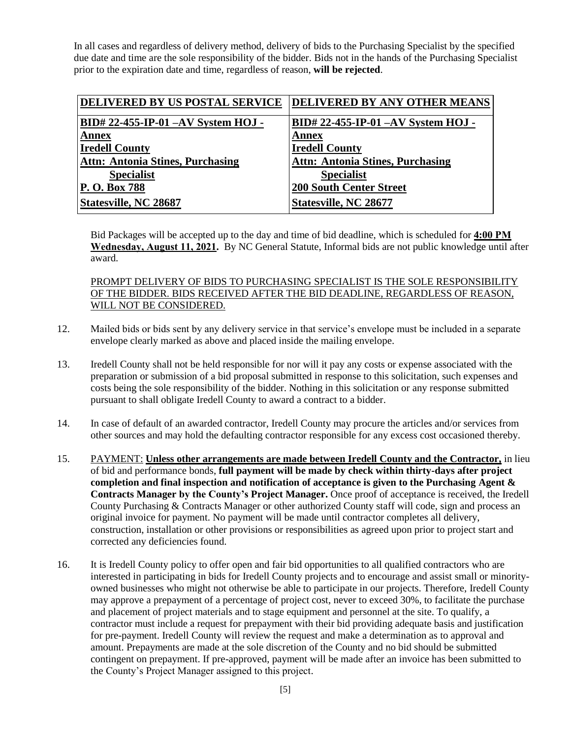In all cases and regardless of delivery method, delivery of bids to the Purchasing Specialist by the specified due date and time are the sole responsibility of the bidder. Bids not in the hands of the Purchasing Specialist prior to the expiration date and time, regardless of reason, **will be rejected**.

| **DELIVERED BY US POSTAL SERVICE** | **DELIVERED BY ANY OTHER MEANS** |
|---|---|
| **BID# 22-455-IP-01 –AV System HOJ - Annex** | **BID# 22-455-IP-01 –AV System HOJ - Annex** |
| **Iredell County** | **Iredell County** |
| **Attn: Antonia Stines, Purchasing Specialist** | **Attn: Antonia Stines, Purchasing Specialist** |
| **P. O. Box 788** | **200 South Center Street** |
| **Statesville, NC 28687** | **Statesville, NC 28677** |

Bid Packages will be accepted up to the day and time of bid deadline, which is scheduled for **4:00 PM Wednesday, August 11, 2021.** By NC General Statute, Informal bids are not public knowledge until after award.

PROMPT DELIVERY OF BIDS TO PURCHASING SPECIALIST IS THE SOLE RESPONSIBILITY OF THE BIDDER. BIDS RECEIVED AFTER THE BID DEADLINE, REGARDLESS OF REASON, WILL NOT BE CONSIDERED.

12. Mailed bids or bids sent by any delivery service in that service's envelope must be included in a separate envelope clearly marked as above and placed inside the mailing envelope.

13. Iredell County shall not be held responsible for nor will it pay any costs or expense associated with the preparation or submission of a bid proposal submitted in response to this solicitation, such expenses and costs being the sole responsibility of the bidder. Nothing in this solicitation or any response submitted pursuant to shall obligate Iredell County to award a contract to a bidder.

14. In case of default of an awarded contractor, Iredell County may procure the articles and/or services from other sources and may hold the defaulting contractor responsible for any excess cost occasioned thereby.

15. PAYMENT: **Unless other arrangements are made between Iredell County and the Contractor,** in lieu of bid and performance bonds, **full payment will be made by check within thirty-days after project completion and final inspection and notification of acceptance is given to the Purchasing Agent & Contracts Manager by the County's Project Manager.** Once proof of acceptance is received, the Iredell County Purchasing & Contracts Manager or other authorized County staff will code, sign and process an original invoice for payment. No payment will be made until contractor completes all delivery, construction, installation or other provisions or responsibilities as agreed upon prior to project start and corrected any deficiencies found.

16. It is Iredell County policy to offer open and fair bid opportunities to all qualified contractors who are interested in participating in bids for Iredell County projects and to encourage and assist small or minority-owned businesses who might not otherwise be able to participate in our projects. Therefore, Iredell County may approve a prepayment of a percentage of project cost, never to exceed 30%, to facilitate the purchase and placement of project materials and to stage equipment and personnel at the site. To qualify, a contractor must include a request for prepayment with their bid providing adequate basis and justification for pre-payment. Iredell County will review the request and make a determination as to approval and amount. Prepayments are made at the sole discretion of the County and no bid should be submitted contingent on prepayment. If pre-approved, payment will be made after an invoice has been submitted to the County's Project Manager assigned to this project.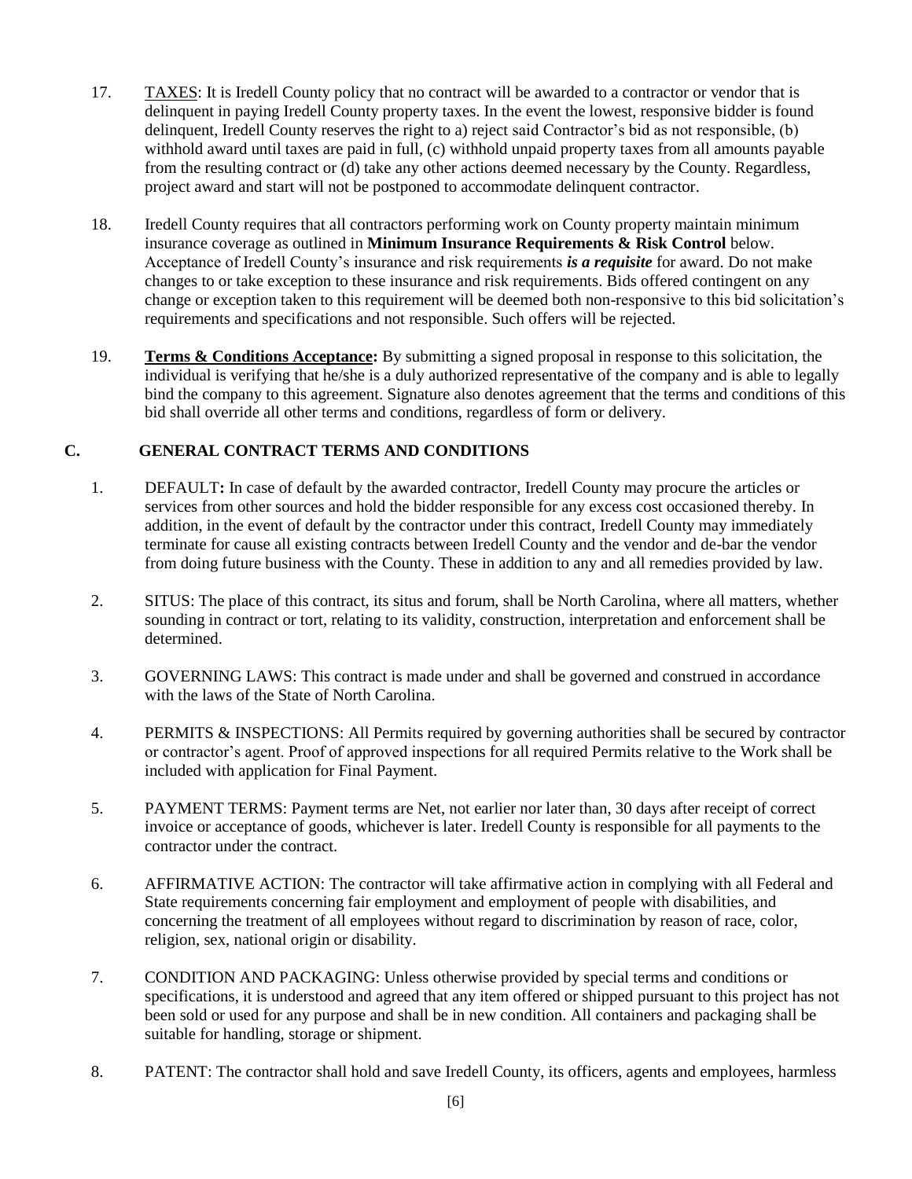17. TAXES: It is Iredell County policy that no contract will be awarded to a contractor or vendor that is delinquent in paying Iredell County property taxes. In the event the lowest, responsive bidder is found delinquent, Iredell County reserves the right to a) reject said Contractor's bid as not responsible, (b) withhold award until taxes are paid in full, (c) withhold unpaid property taxes from all amounts payable from the resulting contract or (d) take any other actions deemed necessary by the County. Regardless, project award and start will not be postponed to accommodate delinquent contractor.

18. Iredell County requires that all contractors performing work on County property maintain minimum insurance coverage as outlined in **Minimum Insurance Requirements & Risk Control** below. Acceptance of Iredell County's insurance and risk requirements ***is a requisite*** for award. Do not make changes to or take exception to these insurance and risk requirements. Bids offered contingent on any change or exception taken to this requirement will be deemed both non-responsive to this bid solicitation's requirements and specifications and not responsible. Such offers will be rejected.

19. **Terms & Conditions Acceptance:** By submitting a signed proposal in response to this solicitation, the individual is verifying that he/she is a duly authorized representative of the company and is able to legally bind the company to this agreement. Signature also denotes agreement that the terms and conditions of this bid shall override all other terms and conditions, regardless of form or delivery.

## C. GENERAL CONTRACT TERMS AND CONDITIONS

1. DEFAULT**:** In case of default by the awarded contractor, Iredell County may procure the articles or services from other sources and hold the bidder responsible for any excess cost occasioned thereby. In addition, in the event of default by the contractor under this contract, Iredell County may immediately terminate for cause all existing contracts between Iredell County and the vendor and de-bar the vendor from doing future business with the County. These in addition to any and all remedies provided by law.

2. SITUS: The place of this contract, its situs and forum, shall be North Carolina, where all matters, whether sounding in contract or tort, relating to its validity, construction, interpretation and enforcement shall be determined.

3. GOVERNING LAWS: This contract is made under and shall be governed and construed in accordance with the laws of the State of North Carolina.

4. PERMITS & INSPECTIONS: All Permits required by governing authorities shall be secured by contractor or contractor's agent. Proof of approved inspections for all required Permits relative to the Work shall be included with application for Final Payment.

5. PAYMENT TERMS: Payment terms are Net, not earlier nor later than, 30 days after receipt of correct invoice or acceptance of goods, whichever is later. Iredell County is responsible for all payments to the contractor under the contract.

6. AFFIRMATIVE ACTION: The contractor will take affirmative action in complying with all Federal and State requirements concerning fair employment and employment of people with disabilities, and concerning the treatment of all employees without regard to discrimination by reason of race, color, religion, sex, national origin or disability.

7. CONDITION AND PACKAGING: Unless otherwise provided by special terms and conditions or specifications, it is understood and agreed that any item offered or shipped pursuant to this project has not been sold or used for any purpose and shall be in new condition. All containers and packaging shall be suitable for handling, storage or shipment.

8. PATENT: The contractor shall hold and save Iredell County, its officers, agents and employees, harmless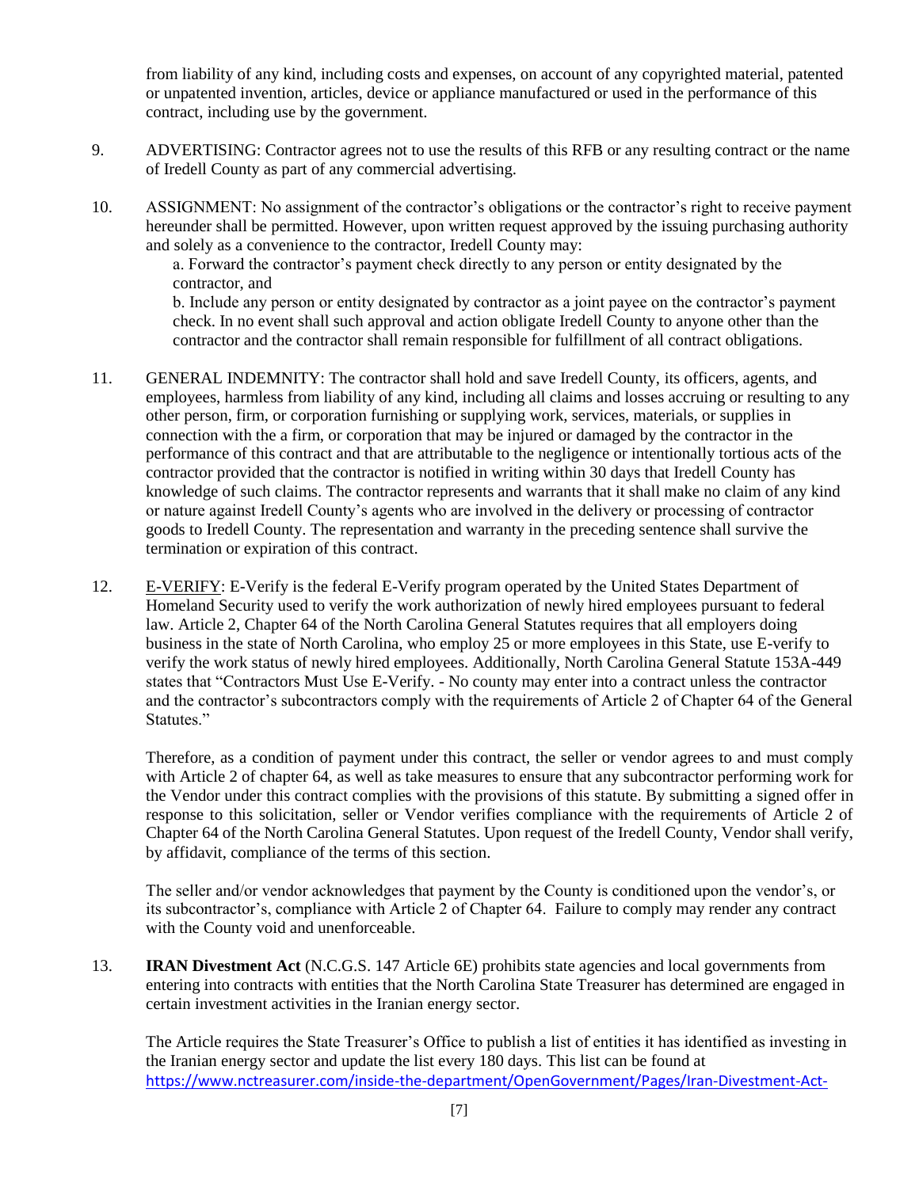from liability of any kind, including costs and expenses, on account of any copyrighted material, patented or unpatented invention, articles, device or appliance manufactured or used in the performance of this contract, including use by the government.

9. ADVERTISING: Contractor agrees not to use the results of this RFB or any resulting contract or the name of Iredell County as part of any commercial advertising.

10. ASSIGNMENT: No assignment of the contractor's obligations or the contractor's right to receive payment hereunder shall be permitted. However, upon written request approved by the issuing purchasing authority and solely as a convenience to the contractor, Iredell County may:

    a. Forward the contractor's payment check directly to any person or entity designated by the contractor, and

    b. Include any person or entity designated by contractor as a joint payee on the contractor's payment check. In no event shall such approval and action obligate Iredell County to anyone other than the contractor and the contractor shall remain responsible for fulfillment of all contract obligations.

11. GENERAL INDEMNITY: The contractor shall hold and save Iredell County, its officers, agents, and employees, harmless from liability of any kind, including all claims and losses accruing or resulting to any other person, firm, or corporation furnishing or supplying work, services, materials, or supplies in connection with the a firm, or corporation that may be injured or damaged by the contractor in the performance of this contract and that are attributable to the negligence or intentionally tortious acts of the contractor provided that the contractor is notified in writing within 30 days that Iredell County has knowledge of such claims. The contractor represents and warrants that it shall make no claim of any kind or nature against Iredell County's agents who are involved in the delivery or processing of contractor goods to Iredell County. The representation and warranty in the preceding sentence shall survive the termination or expiration of this contract.

12. E-VERIFY: E-Verify is the federal E-Verify program operated by the United States Department of Homeland Security used to verify the work authorization of newly hired employees pursuant to federal law. Article 2, Chapter 64 of the North Carolina General Statutes requires that all employers doing business in the state of North Carolina, who employ 25 or more employees in this State, use E-verify to verify the work status of newly hired employees. Additionally, North Carolina General Statute 153A-449 states that "Contractors Must Use E-Verify. - No county may enter into a contract unless the contractor and the contractor's subcontractors comply with the requirements of Article 2 of Chapter 64 of the General Statutes."

    Therefore, as a condition of payment under this contract, the seller or vendor agrees to and must comply with Article 2 of chapter 64, as well as take measures to ensure that any subcontractor performing work for the Vendor under this contract complies with the provisions of this statute. By submitting a signed offer in response to this solicitation, seller or Vendor verifies compliance with the requirements of Article 2 of Chapter 64 of the North Carolina General Statutes. Upon request of the Iredell County, Vendor shall verify, by affidavit, compliance of the terms of this section.

    The seller and/or vendor acknowledges that payment by the County is conditioned upon the vendor's, or its subcontractor's, compliance with Article 2 of Chapter 64. Failure to comply may render any contract with the County void and unenforceable.

13. **IRAN Divestment Act** (N.C.G.S. 147 Article 6E) prohibits state agencies and local governments from entering into contracts with entities that the North Carolina State Treasurer has determined are engaged in certain investment activities in the Iranian energy sector.

    The Article requires the State Treasurer's Office to publish a list of entities it has identified as investing in the Iranian energy sector and update the list every 180 days. This list can be found at https://www.nctreasurer.com/inside-the-department/OpenGovernment/Pages/Iran-Divestment-Act-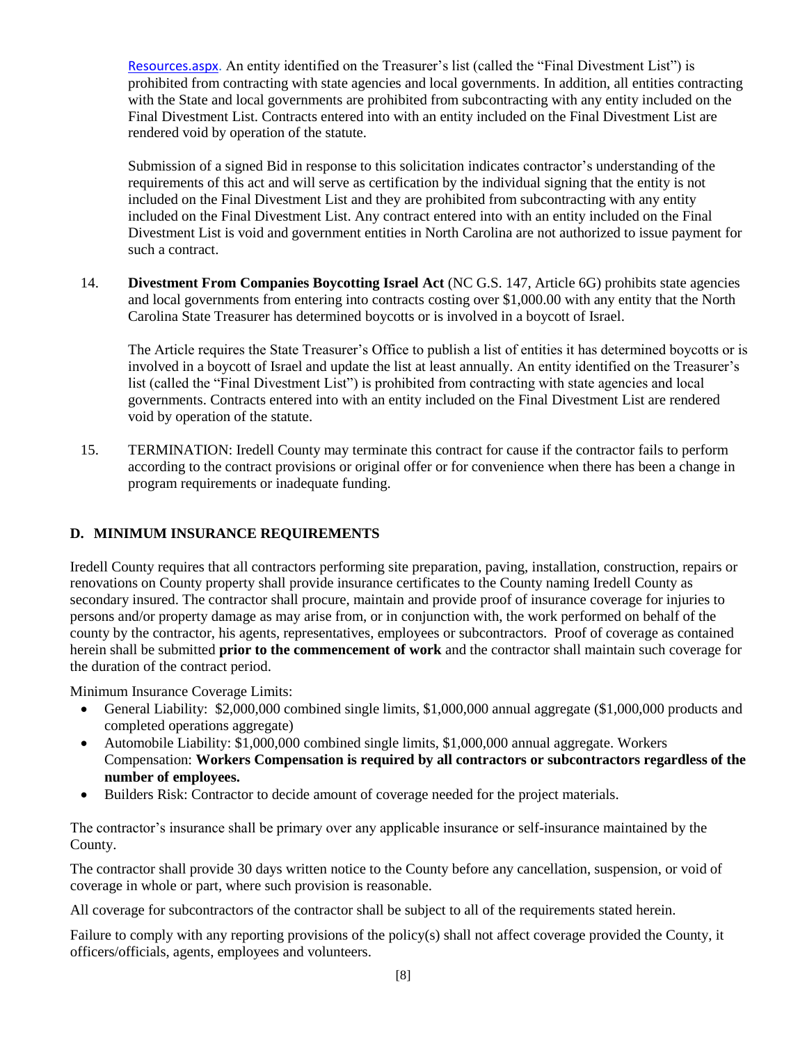Resources.aspx. An entity identified on the Treasurer's list (called the "Final Divestment List") is prohibited from contracting with state agencies and local governments. In addition, all entities contracting with the State and local governments are prohibited from subcontracting with any entity included on the Final Divestment List. Contracts entered into with an entity included on the Final Divestment List are rendered void by operation of the statute.

Submission of a signed Bid in response to this solicitation indicates contractor's understanding of the requirements of this act and will serve as certification by the individual signing that the entity is not included on the Final Divestment List and they are prohibited from subcontracting with any entity included on the Final Divestment List. Any contract entered into with an entity included on the Final Divestment List is void and government entities in North Carolina are not authorized to issue payment for such a contract.

14. **Divestment From Companies Boycotting Israel Act** (NC G.S. 147, Article 6G) prohibits state agencies and local governments from entering into contracts costing over $1,000.00 with any entity that the North Carolina State Treasurer has determined boycotts or is involved in a boycott of Israel.

    The Article requires the State Treasurer's Office to publish a list of entities it has determined boycotts or is involved in a boycott of Israel and update the list at least annually. An entity identified on the Treasurer's list (called the "Final Divestment List") is prohibited from contracting with state agencies and local governments. Contracts entered into with an entity included on the Final Divestment List are rendered void by operation of the statute.

15. TERMINATION: Iredell County may terminate this contract for cause if the contractor fails to perform according to the contract provisions or original offer or for convenience when there has been a change in program requirements or inadequate funding.

## D. MINIMUM INSURANCE REQUIREMENTS

Iredell County requires that all contractors performing site preparation, paving, installation, construction, repairs or renovations on County property shall provide insurance certificates to the County naming Iredell County as secondary insured. The contractor shall procure, maintain and provide proof of insurance coverage for injuries to persons and/or property damage as may arise from, or in conjunction with, the work performed on behalf of the county by the contractor, his agents, representatives, employees or subcontractors. Proof of coverage as contained herein shall be submitted **prior to the commencement of work** and the contractor shall maintain such coverage for the duration of the contract period.

Minimum Insurance Coverage Limits:

- General Liability: $2,000,000 combined single limits, $1,000,000 annual aggregate ($1,000,000 products and completed operations aggregate)
- Automobile Liability: $1,000,000 combined single limits, $1,000,000 annual aggregate. Workers Compensation: **Workers Compensation is required by all contractors or subcontractors regardless of the number of employees.**
- Builders Risk: Contractor to decide amount of coverage needed for the project materials.

The contractor's insurance shall be primary over any applicable insurance or self-insurance maintained by the County.

The contractor shall provide 30 days written notice to the County before any cancellation, suspension, or void of coverage in whole or part, where such provision is reasonable.

All coverage for subcontractors of the contractor shall be subject to all of the requirements stated herein.

Failure to comply with any reporting provisions of the policy(s) shall not affect coverage provided the County, it officers/officials, agents, employees and volunteers.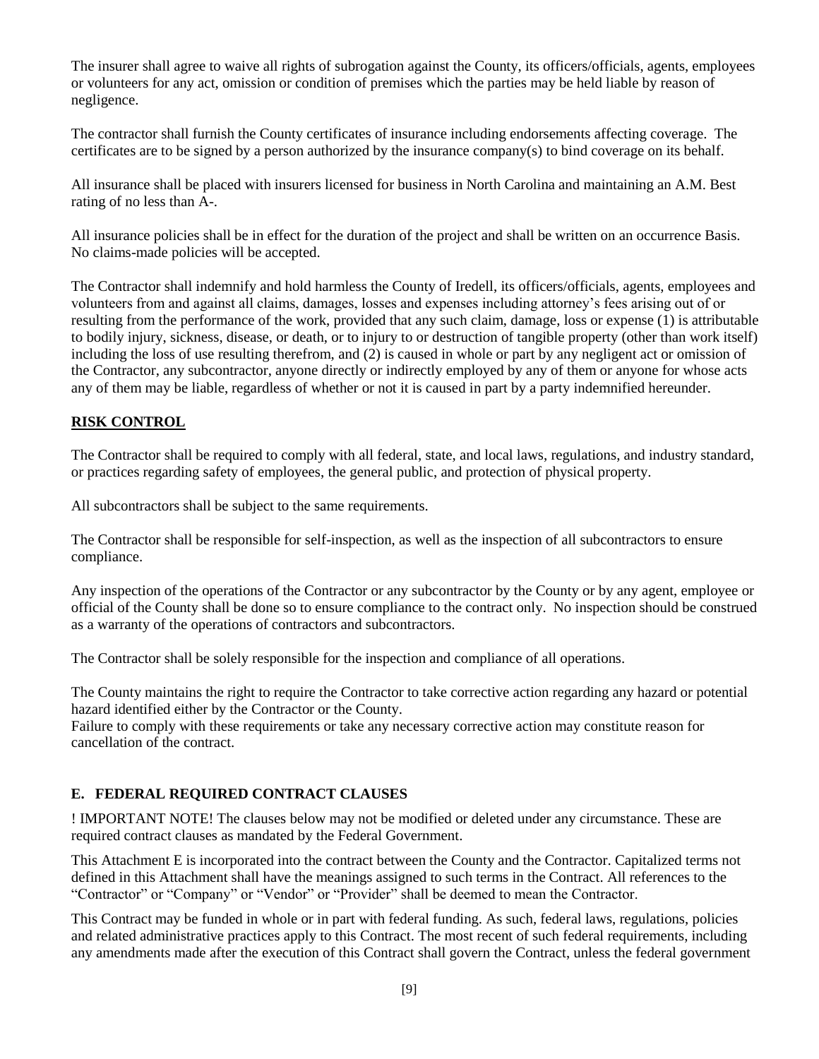The insurer shall agree to waive all rights of subrogation against the County, its officers/officials, agents, employees or volunteers for any act, omission or condition of premises which the parties may be held liable by reason of negligence.

The contractor shall furnish the County certificates of insurance including endorsements affecting coverage. The certificates are to be signed by a person authorized by the insurance company(s) to bind coverage on its behalf.

All insurance shall be placed with insurers licensed for business in North Carolina and maintaining an A.M. Best rating of no less than A-.

All insurance policies shall be in effect for the duration of the project and shall be written on an occurrence Basis. No claims-made policies will be accepted.

The Contractor shall indemnify and hold harmless the County of Iredell, its officers/officials, agents, employees and volunteers from and against all claims, damages, losses and expenses including attorney's fees arising out of or resulting from the performance of the work, provided that any such claim, damage, loss or expense (1) is attributable to bodily injury, sickness, disease, or death, or to injury to or destruction of tangible property (other than work itself) including the loss of use resulting therefrom, and (2) is caused in whole or part by any negligent act or omission of the Contractor, any subcontractor, anyone directly or indirectly employed by any of them or anyone for whose acts any of them may be liable, regardless of whether or not it is caused in part by a party indemnified hereunder.

## RISK CONTROL

The Contractor shall be required to comply with all federal, state, and local laws, regulations, and industry standard, or practices regarding safety of employees, the general public, and protection of physical property.

All subcontractors shall be subject to the same requirements.

The Contractor shall be responsible for self-inspection, as well as the inspection of all subcontractors to ensure compliance.

Any inspection of the operations of the Contractor or any subcontractor by the County or by any agent, employee or official of the County shall be done so to ensure compliance to the contract only. No inspection should be construed as a warranty of the operations of contractors and subcontractors.

The Contractor shall be solely responsible for the inspection and compliance of all operations.

The County maintains the right to require the Contractor to take corrective action regarding any hazard or potential hazard identified either by the Contractor or the County.
Failure to comply with these requirements or take any necessary corrective action may constitute reason for cancellation of the contract.

## E. FEDERAL REQUIRED CONTRACT CLAUSES

! IMPORTANT NOTE! The clauses below may not be modified or deleted under any circumstance. These are required contract clauses as mandated by the Federal Government.

This Attachment E is incorporated into the contract between the County and the Contractor. Capitalized terms not defined in this Attachment shall have the meanings assigned to such terms in the Contract. All references to the "Contractor" or "Company" or "Vendor" or "Provider" shall be deemed to mean the Contractor.

This Contract may be funded in whole or in part with federal funding. As such, federal laws, regulations, policies and related administrative practices apply to this Contract. The most recent of such federal requirements, including any amendments made after the execution of this Contract shall govern the Contract, unless the federal government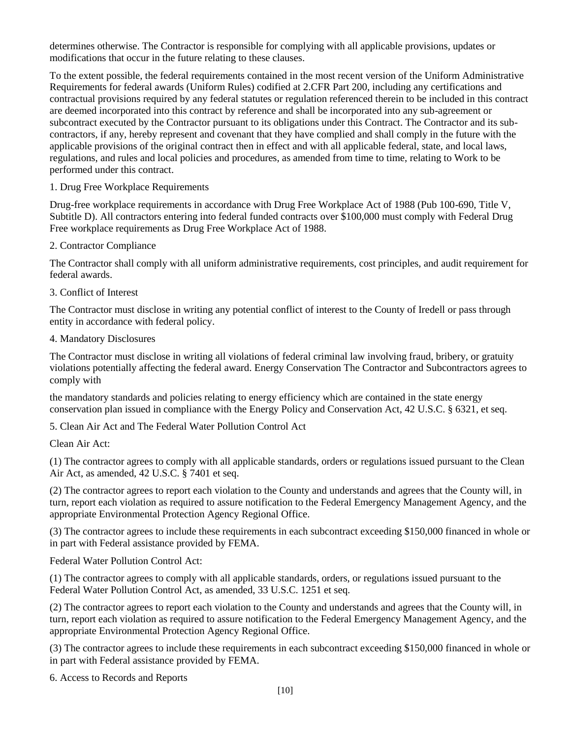determines otherwise. The Contractor is responsible for complying with all applicable provisions, updates or modifications that occur in the future relating to these clauses.

To the extent possible, the federal requirements contained in the most recent version of the Uniform Administrative Requirements for federal awards (Uniform Rules) codified at 2.CFR Part 200, including any certifications and contractual provisions required by any federal statutes or regulation referenced therein to be included in this contract are deemed incorporated into this contract by reference and shall be incorporated into any sub-agreement or subcontract executed by the Contractor pursuant to its obligations under this Contract. The Contractor and its sub-contractors, if any, hereby represent and covenant that they have complied and shall comply in the future with the applicable provisions of the original contract then in effect and with all applicable federal, state, and local laws, regulations, and rules and local policies and procedures, as amended from time to time, relating to Work to be performed under this contract.

1. Drug Free Workplace Requirements

Drug-free workplace requirements in accordance with Drug Free Workplace Act of 1988 (Pub 100-690, Title V, Subtitle D). All contractors entering into federal funded contracts over $100,000 must comply with Federal Drug Free workplace requirements as Drug Free Workplace Act of 1988.

2. Contractor Compliance

The Contractor shall comply with all uniform administrative requirements, cost principles, and audit requirement for federal awards.

3. Conflict of Interest

The Contractor must disclose in writing any potential conflict of interest to the County of Iredell or pass through entity in accordance with federal policy.

4. Mandatory Disclosures

The Contractor must disclose in writing all violations of federal criminal law involving fraud, bribery, or gratuity violations potentially affecting the federal award. Energy Conservation The Contractor and Subcontractors agrees to comply with

the mandatory standards and policies relating to energy efficiency which are contained in the state energy conservation plan issued in compliance with the Energy Policy and Conservation Act, 42 U.S.C. § 6321, et seq.

5. Clean Air Act and The Federal Water Pollution Control Act

Clean Air Act:

(1) The contractor agrees to comply with all applicable standards, orders or regulations issued pursuant to the Clean Air Act, as amended, 42 U.S.C. § 7401 et seq.

(2) The contractor agrees to report each violation to the County and understands and agrees that the County will, in turn, report each violation as required to assure notification to the Federal Emergency Management Agency, and the appropriate Environmental Protection Agency Regional Office.

(3) The contractor agrees to include these requirements in each subcontract exceeding $150,000 financed in whole or in part with Federal assistance provided by FEMA.

Federal Water Pollution Control Act:

(1) The contractor agrees to comply with all applicable standards, orders, or regulations issued pursuant to the Federal Water Pollution Control Act, as amended, 33 U.S.C. 1251 et seq.

(2) The contractor agrees to report each violation to the County and understands and agrees that the County will, in turn, report each violation as required to assure notification to the Federal Emergency Management Agency, and the appropriate Environmental Protection Agency Regional Office.

(3) The contractor agrees to include these requirements in each subcontract exceeding $150,000 financed in whole or in part with Federal assistance provided by FEMA.

6. Access to Records and Reports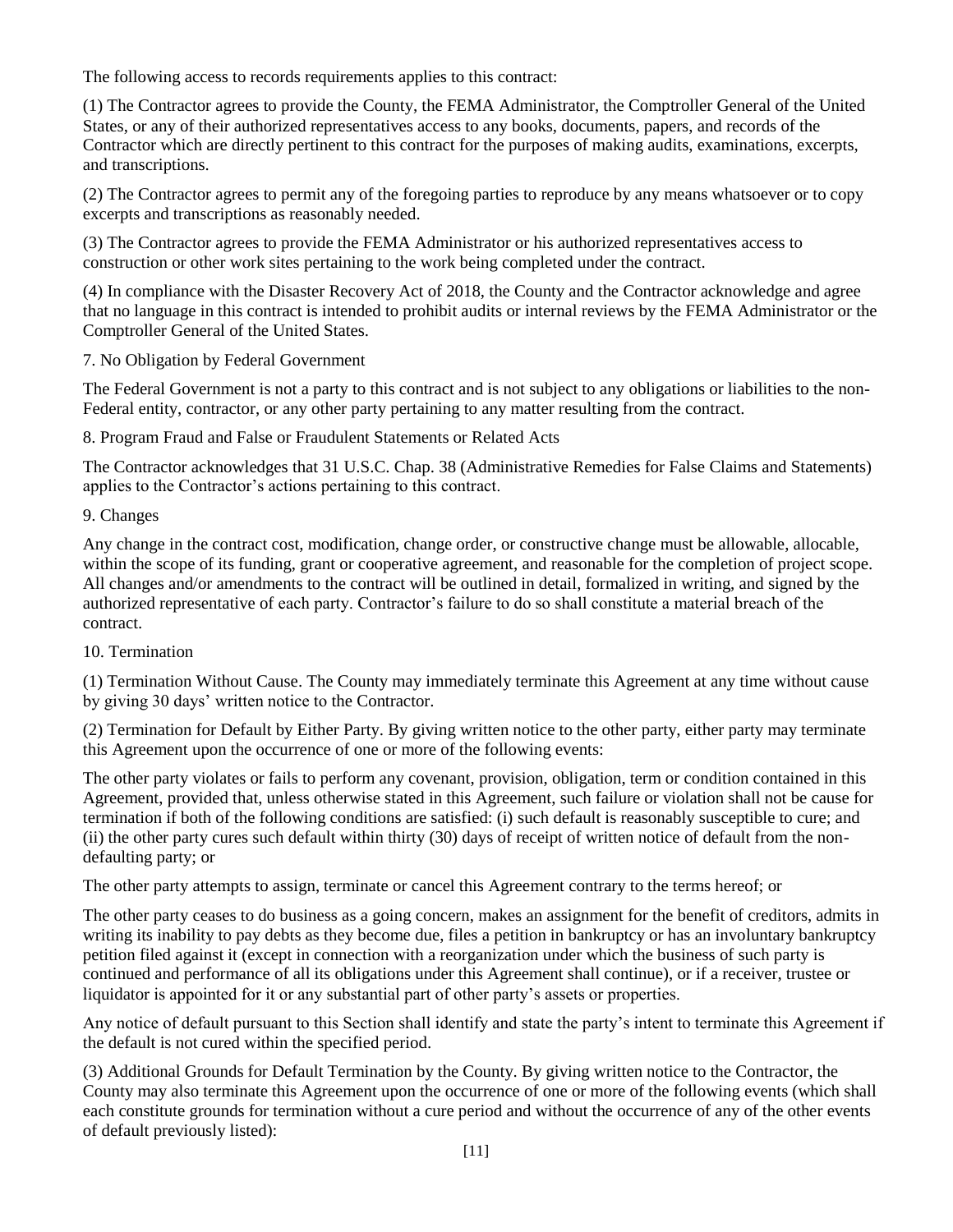The following access to records requirements applies to this contract:

(1) The Contractor agrees to provide the County, the FEMA Administrator, the Comptroller General of the United States, or any of their authorized representatives access to any books, documents, papers, and records of the Contractor which are directly pertinent to this contract for the purposes of making audits, examinations, excerpts, and transcriptions.

(2) The Contractor agrees to permit any of the foregoing parties to reproduce by any means whatsoever or to copy excerpts and transcriptions as reasonably needed.

(3) The Contractor agrees to provide the FEMA Administrator or his authorized representatives access to construction or other work sites pertaining to the work being completed under the contract.

(4) In compliance with the Disaster Recovery Act of 2018, the County and the Contractor acknowledge and agree that no language in this contract is intended to prohibit audits or internal reviews by the FEMA Administrator or the Comptroller General of the United States.

7. No Obligation by Federal Government

The Federal Government is not a party to this contract and is not subject to any obligations or liabilities to the non-Federal entity, contractor, or any other party pertaining to any matter resulting from the contract.

8. Program Fraud and False or Fraudulent Statements or Related Acts

The Contractor acknowledges that 31 U.S.C. Chap. 38 (Administrative Remedies for False Claims and Statements) applies to the Contractor's actions pertaining to this contract.

9. Changes

Any change in the contract cost, modification, change order, or constructive change must be allowable, allocable, within the scope of its funding, grant or cooperative agreement, and reasonable for the completion of project scope. All changes and/or amendments to the contract will be outlined in detail, formalized in writing, and signed by the authorized representative of each party. Contractor's failure to do so shall constitute a material breach of the contract.

10. Termination

(1) Termination Without Cause. The County may immediately terminate this Agreement at any time without cause by giving 30 days' written notice to the Contractor.

(2) Termination for Default by Either Party. By giving written notice to the other party, either party may terminate this Agreement upon the occurrence of one or more of the following events:

The other party violates or fails to perform any covenant, provision, obligation, term or condition contained in this Agreement, provided that, unless otherwise stated in this Agreement, such failure or violation shall not be cause for termination if both of the following conditions are satisfied: (i) such default is reasonably susceptible to cure; and (ii) the other party cures such default within thirty (30) days of receipt of written notice of default from the non-defaulting party; or

The other party attempts to assign, terminate or cancel this Agreement contrary to the terms hereof; or

The other party ceases to do business as a going concern, makes an assignment for the benefit of creditors, admits in writing its inability to pay debts as they become due, files a petition in bankruptcy or has an involuntary bankruptcy petition filed against it (except in connection with a reorganization under which the business of such party is continued and performance of all its obligations under this Agreement shall continue), or if a receiver, trustee or liquidator is appointed for it or any substantial part of other party's assets or properties.

Any notice of default pursuant to this Section shall identify and state the party's intent to terminate this Agreement if the default is not cured within the specified period.

(3) Additional Grounds for Default Termination by the County. By giving written notice to the Contractor, the County may also terminate this Agreement upon the occurrence of one or more of the following events (which shall each constitute grounds for termination without a cure period and without the occurrence of any of the other events of default previously listed):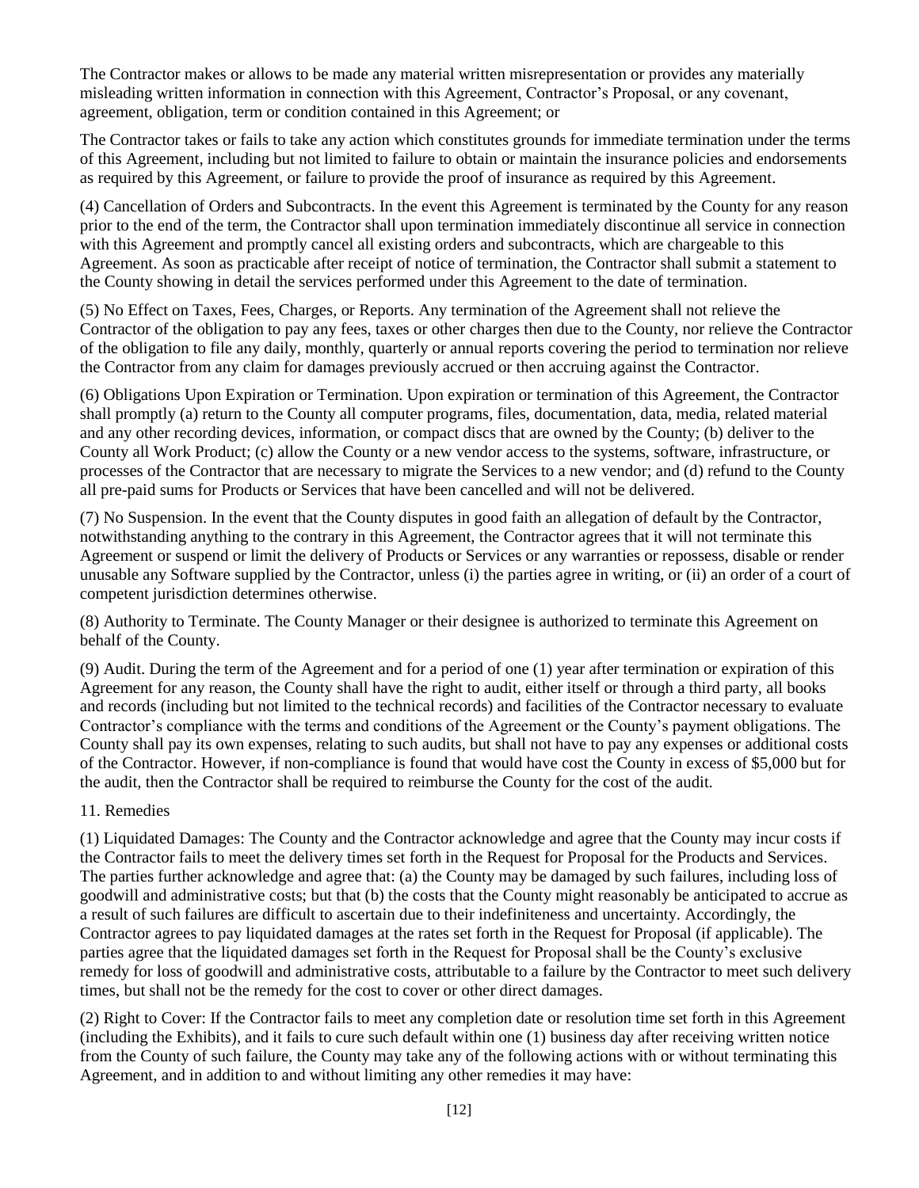The Contractor makes or allows to be made any material written misrepresentation or provides any materially misleading written information in connection with this Agreement, Contractor's Proposal, or any covenant, agreement, obligation, term or condition contained in this Agreement; or

The Contractor takes or fails to take any action which constitutes grounds for immediate termination under the terms of this Agreement, including but not limited to failure to obtain or maintain the insurance policies and endorsements as required by this Agreement, or failure to provide the proof of insurance as required by this Agreement.

(4) Cancellation of Orders and Subcontracts. In the event this Agreement is terminated by the County for any reason prior to the end of the term, the Contractor shall upon termination immediately discontinue all service in connection with this Agreement and promptly cancel all existing orders and subcontracts, which are chargeable to this Agreement. As soon as practicable after receipt of notice of termination, the Contractor shall submit a statement to the County showing in detail the services performed under this Agreement to the date of termination.

(5) No Effect on Taxes, Fees, Charges, or Reports. Any termination of the Agreement shall not relieve the Contractor of the obligation to pay any fees, taxes or other charges then due to the County, nor relieve the Contractor of the obligation to file any daily, monthly, quarterly or annual reports covering the period to termination nor relieve the Contractor from any claim for damages previously accrued or then accruing against the Contractor.

(6) Obligations Upon Expiration or Termination. Upon expiration or termination of this Agreement, the Contractor shall promptly (a) return to the County all computer programs, files, documentation, data, media, related material and any other recording devices, information, or compact discs that are owned by the County; (b) deliver to the County all Work Product; (c) allow the County or a new vendor access to the systems, software, infrastructure, or processes of the Contractor that are necessary to migrate the Services to a new vendor; and (d) refund to the County all pre-paid sums for Products or Services that have been cancelled and will not be delivered.

(7) No Suspension. In the event that the County disputes in good faith an allegation of default by the Contractor, notwithstanding anything to the contrary in this Agreement, the Contractor agrees that it will not terminate this Agreement or suspend or limit the delivery of Products or Services or any warranties or repossess, disable or render unusable any Software supplied by the Contractor, unless (i) the parties agree in writing, or (ii) an order of a court of competent jurisdiction determines otherwise.

(8) Authority to Terminate. The County Manager or their designee is authorized to terminate this Agreement on behalf of the County.

(9) Audit. During the term of the Agreement and for a period of one (1) year after termination or expiration of this Agreement for any reason, the County shall have the right to audit, either itself or through a third party, all books and records (including but not limited to the technical records) and facilities of the Contractor necessary to evaluate Contractor's compliance with the terms and conditions of the Agreement or the County's payment obligations. The County shall pay its own expenses, relating to such audits, but shall not have to pay any expenses or additional costs of the Contractor. However, if non-compliance is found that would have cost the County in excess of $5,000 but for the audit, then the Contractor shall be required to reimburse the County for the cost of the audit.

11. Remedies

(1) Liquidated Damages: The County and the Contractor acknowledge and agree that the County may incur costs if the Contractor fails to meet the delivery times set forth in the Request for Proposal for the Products and Services. The parties further acknowledge and agree that: (a) the County may be damaged by such failures, including loss of goodwill and administrative costs; but that (b) the costs that the County might reasonably be anticipated to accrue as a result of such failures are difficult to ascertain due to their indefiniteness and uncertainty. Accordingly, the Contractor agrees to pay liquidated damages at the rates set forth in the Request for Proposal (if applicable). The parties agree that the liquidated damages set forth in the Request for Proposal shall be the County's exclusive remedy for loss of goodwill and administrative costs, attributable to a failure by the Contractor to meet such delivery times, but shall not be the remedy for the cost to cover or other direct damages.

(2) Right to Cover: If the Contractor fails to meet any completion date or resolution time set forth in this Agreement (including the Exhibits), and it fails to cure such default within one (1) business day after receiving written notice from the County of such failure, the County may take any of the following actions with or without terminating this Agreement, and in addition to and without limiting any other remedies it may have: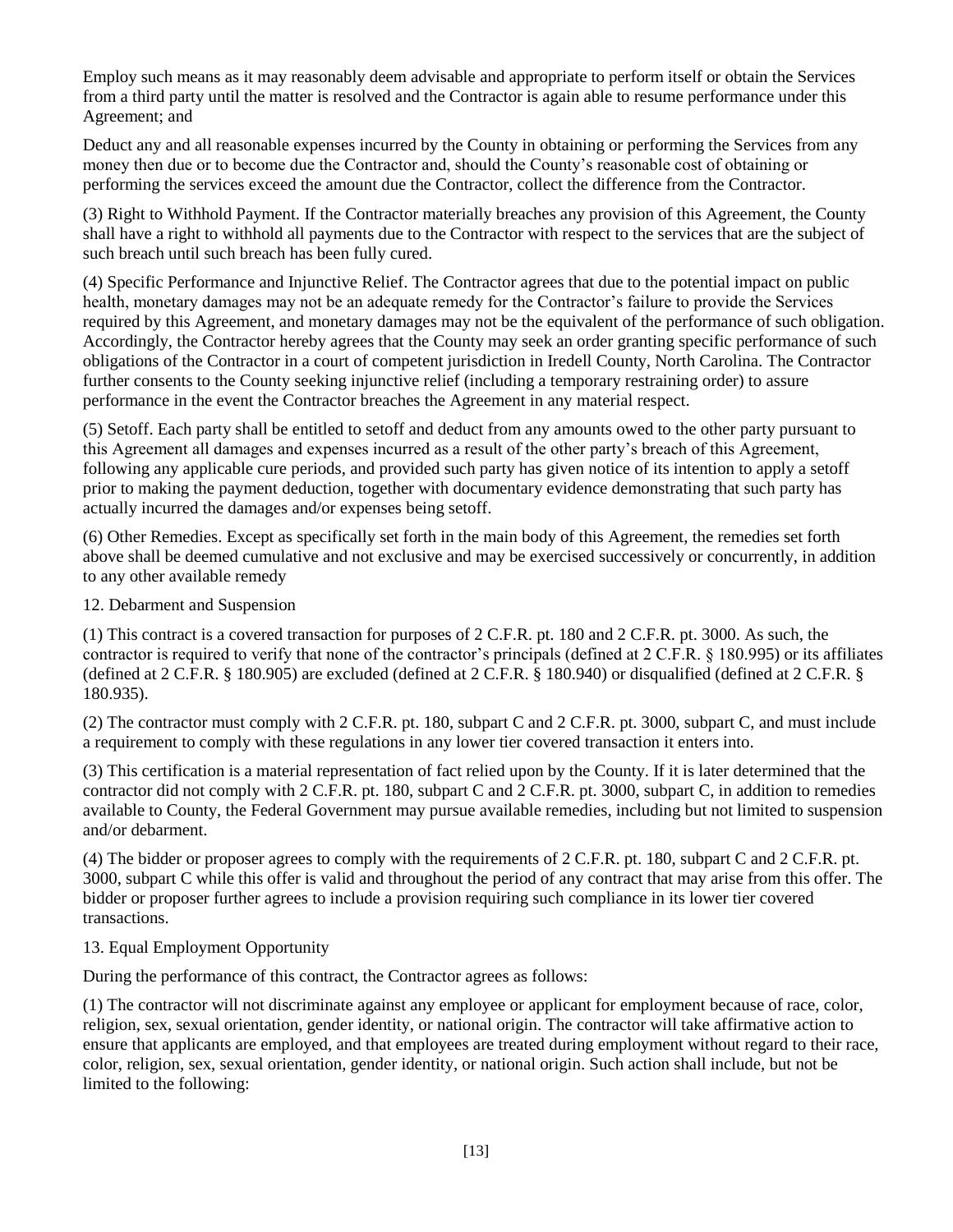Employ such means as it may reasonably deem advisable and appropriate to perform itself or obtain the Services from a third party until the matter is resolved and the Contractor is again able to resume performance under this Agreement; and

Deduct any and all reasonable expenses incurred by the County in obtaining or performing the Services from any money then due or to become due the Contractor and, should the County's reasonable cost of obtaining or performing the services exceed the amount due the Contractor, collect the difference from the Contractor.

(3) Right to Withhold Payment. If the Contractor materially breaches any provision of this Agreement, the County shall have a right to withhold all payments due to the Contractor with respect to the services that are the subject of such breach until such breach has been fully cured.

(4) Specific Performance and Injunctive Relief. The Contractor agrees that due to the potential impact on public health, monetary damages may not be an adequate remedy for the Contractor's failure to provide the Services required by this Agreement, and monetary damages may not be the equivalent of the performance of such obligation. Accordingly, the Contractor hereby agrees that the County may seek an order granting specific performance of such obligations of the Contractor in a court of competent jurisdiction in Iredell County, North Carolina. The Contractor further consents to the County seeking injunctive relief (including a temporary restraining order) to assure performance in the event the Contractor breaches the Agreement in any material respect.

(5) Setoff. Each party shall be entitled to setoff and deduct from any amounts owed to the other party pursuant to this Agreement all damages and expenses incurred as a result of the other party's breach of this Agreement, following any applicable cure periods, and provided such party has given notice of its intention to apply a setoff prior to making the payment deduction, together with documentary evidence demonstrating that such party has actually incurred the damages and/or expenses being setoff.

(6) Other Remedies. Except as specifically set forth in the main body of this Agreement, the remedies set forth above shall be deemed cumulative and not exclusive and may be exercised successively or concurrently, in addition to any other available remedy

12. Debarment and Suspension

(1) This contract is a covered transaction for purposes of 2 C.F.R. pt. 180 and 2 C.F.R. pt. 3000. As such, the contractor is required to verify that none of the contractor's principals (defined at 2 C.F.R. § 180.995) or its affiliates (defined at 2 C.F.R. § 180.905) are excluded (defined at 2 C.F.R. § 180.940) or disqualified (defined at 2 C.F.R. § 180.935).

(2) The contractor must comply with 2 C.F.R. pt. 180, subpart C and 2 C.F.R. pt. 3000, subpart C, and must include a requirement to comply with these regulations in any lower tier covered transaction it enters into.

(3) This certification is a material representation of fact relied upon by the County. If it is later determined that the contractor did not comply with 2 C.F.R. pt. 180, subpart C and 2 C.F.R. pt. 3000, subpart C, in addition to remedies available to County, the Federal Government may pursue available remedies, including but not limited to suspension and/or debarment.

(4) The bidder or proposer agrees to comply with the requirements of 2 C.F.R. pt. 180, subpart C and 2 C.F.R. pt. 3000, subpart C while this offer is valid and throughout the period of any contract that may arise from this offer. The bidder or proposer further agrees to include a provision requiring such compliance in its lower tier covered transactions.

13. Equal Employment Opportunity

During the performance of this contract, the Contractor agrees as follows:

(1) The contractor will not discriminate against any employee or applicant for employment because of race, color, religion, sex, sexual orientation, gender identity, or national origin. The contractor will take affirmative action to ensure that applicants are employed, and that employees are treated during employment without regard to their race, color, religion, sex, sexual orientation, gender identity, or national origin. Such action shall include, but not be limited to the following: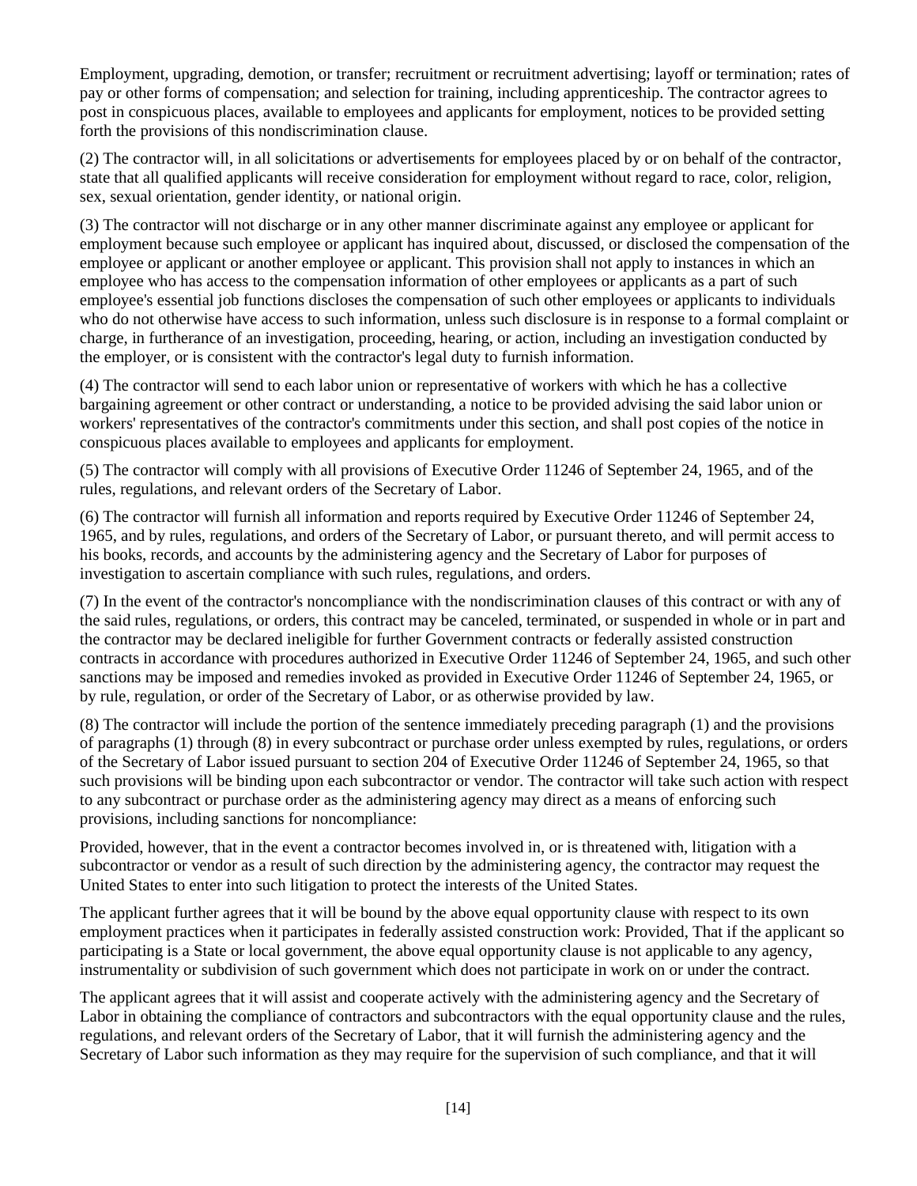Employment, upgrading, demotion, or transfer; recruitment or recruitment advertising; layoff or termination; rates of pay or other forms of compensation; and selection for training, including apprenticeship. The contractor agrees to post in conspicuous places, available to employees and applicants for employment, notices to be provided setting forth the provisions of this nondiscrimination clause.

(2) The contractor will, in all solicitations or advertisements for employees placed by or on behalf of the contractor, state that all qualified applicants will receive consideration for employment without regard to race, color, religion, sex, sexual orientation, gender identity, or national origin.

(3) The contractor will not discharge or in any other manner discriminate against any employee or applicant for employment because such employee or applicant has inquired about, discussed, or disclosed the compensation of the employee or applicant or another employee or applicant. This provision shall not apply to instances in which an employee who has access to the compensation information of other employees or applicants as a part of such employee's essential job functions discloses the compensation of such other employees or applicants to individuals who do not otherwise have access to such information, unless such disclosure is in response to a formal complaint or charge, in furtherance of an investigation, proceeding, hearing, or action, including an investigation conducted by the employer, or is consistent with the contractor's legal duty to furnish information.

(4) The contractor will send to each labor union or representative of workers with which he has a collective bargaining agreement or other contract or understanding, a notice to be provided advising the said labor union or workers' representatives of the contractor's commitments under this section, and shall post copies of the notice in conspicuous places available to employees and applicants for employment.

(5) The contractor will comply with all provisions of Executive Order 11246 of September 24, 1965, and of the rules, regulations, and relevant orders of the Secretary of Labor.

(6) The contractor will furnish all information and reports required by Executive Order 11246 of September 24, 1965, and by rules, regulations, and orders of the Secretary of Labor, or pursuant thereto, and will permit access to his books, records, and accounts by the administering agency and the Secretary of Labor for purposes of investigation to ascertain compliance with such rules, regulations, and orders.

(7) In the event of the contractor's noncompliance with the nondiscrimination clauses of this contract or with any of the said rules, regulations, or orders, this contract may be canceled, terminated, or suspended in whole or in part and the contractor may be declared ineligible for further Government contracts or federally assisted construction contracts in accordance with procedures authorized in Executive Order 11246 of September 24, 1965, and such other sanctions may be imposed and remedies invoked as provided in Executive Order 11246 of September 24, 1965, or by rule, regulation, or order of the Secretary of Labor, or as otherwise provided by law.

(8) The contractor will include the portion of the sentence immediately preceding paragraph (1) and the provisions of paragraphs (1) through (8) in every subcontract or purchase order unless exempted by rules, regulations, or orders of the Secretary of Labor issued pursuant to section 204 of Executive Order 11246 of September 24, 1965, so that such provisions will be binding upon each subcontractor or vendor. The contractor will take such action with respect to any subcontract or purchase order as the administering agency may direct as a means of enforcing such provisions, including sanctions for noncompliance:

Provided, however, that in the event a contractor becomes involved in, or is threatened with, litigation with a subcontractor or vendor as a result of such direction by the administering agency, the contractor may request the United States to enter into such litigation to protect the interests of the United States.

The applicant further agrees that it will be bound by the above equal opportunity clause with respect to its own employment practices when it participates in federally assisted construction work: Provided, That if the applicant so participating is a State or local government, the above equal opportunity clause is not applicable to any agency, instrumentality or subdivision of such government which does not participate in work on or under the contract.

The applicant agrees that it will assist and cooperate actively with the administering agency and the Secretary of Labor in obtaining the compliance of contractors and subcontractors with the equal opportunity clause and the rules, regulations, and relevant orders of the Secretary of Labor, that it will furnish the administering agency and the Secretary of Labor such information as they may require for the supervision of such compliance, and that it will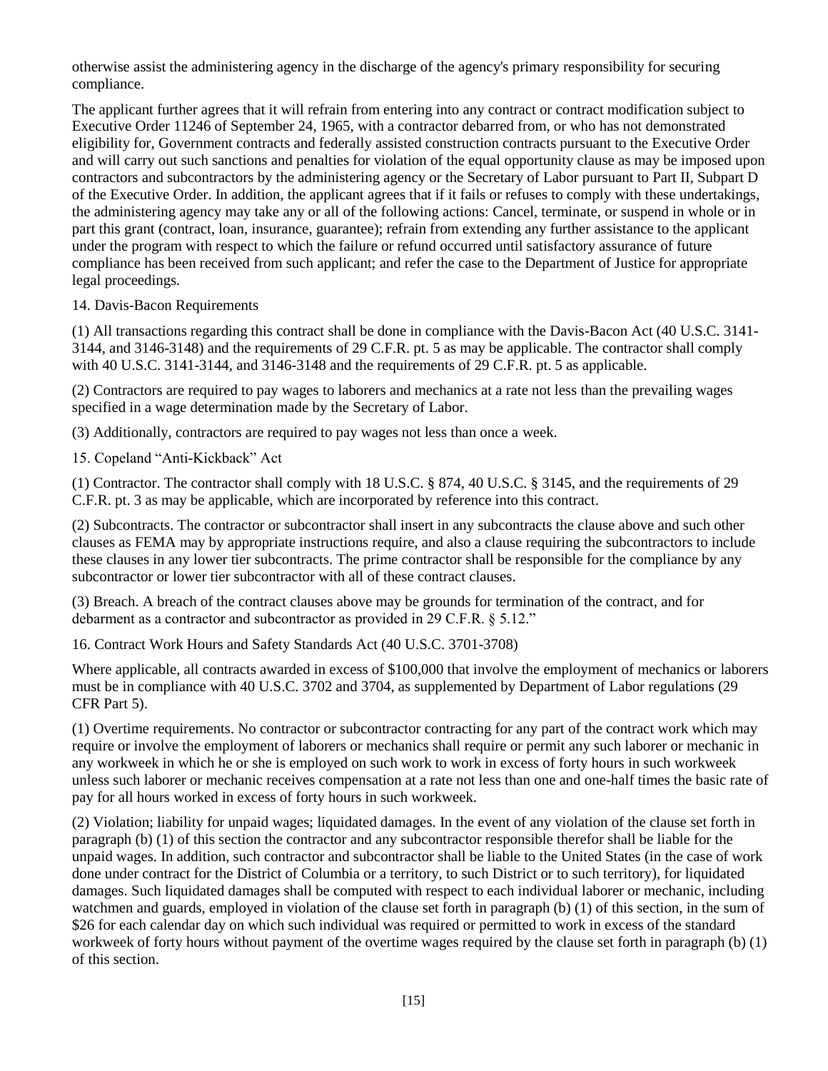otherwise assist the administering agency in the discharge of the agency's primary responsibility for securing compliance.

The applicant further agrees that it will refrain from entering into any contract or contract modification subject to Executive Order 11246 of September 24, 1965, with a contractor debarred from, or who has not demonstrated eligibility for, Government contracts and federally assisted construction contracts pursuant to the Executive Order and will carry out such sanctions and penalties for violation of the equal opportunity clause as may be imposed upon contractors and subcontractors by the administering agency or the Secretary of Labor pursuant to Part II, Subpart D of the Executive Order. In addition, the applicant agrees that if it fails or refuses to comply with these undertakings, the administering agency may take any or all of the following actions: Cancel, terminate, or suspend in whole or in part this grant (contract, loan, insurance, guarantee); refrain from extending any further assistance to the applicant under the program with respect to which the failure or refund occurred until satisfactory assurance of future compliance has been received from such applicant; and refer the case to the Department of Justice for appropriate legal proceedings.

14. Davis-Bacon Requirements

(1) All transactions regarding this contract shall be done in compliance with the Davis-Bacon Act (40 U.S.C. 3141-3144, and 3146-3148) and the requirements of 29 C.F.R. pt. 5 as may be applicable. The contractor shall comply with 40 U.S.C. 3141-3144, and 3146-3148 and the requirements of 29 C.F.R. pt. 5 as applicable.

(2) Contractors are required to pay wages to laborers and mechanics at a rate not less than the prevailing wages specified in a wage determination made by the Secretary of Labor.

(3) Additionally, contractors are required to pay wages not less than once a week.

15. Copeland "Anti-Kickback" Act

(1) Contractor. The contractor shall comply with 18 U.S.C. § 874, 40 U.S.C. § 3145, and the requirements of 29 C.F.R. pt. 3 as may be applicable, which are incorporated by reference into this contract.

(2) Subcontracts. The contractor or subcontractor shall insert in any subcontracts the clause above and such other clauses as FEMA may by appropriate instructions require, and also a clause requiring the subcontractors to include these clauses in any lower tier subcontracts. The prime contractor shall be responsible for the compliance by any subcontractor or lower tier subcontractor with all of these contract clauses.

(3) Breach. A breach of the contract clauses above may be grounds for termination of the contract, and for debarment as a contractor and subcontractor as provided in 29 C.F.R. § 5.12."

16. Contract Work Hours and Safety Standards Act (40 U.S.C. 3701-3708)

Where applicable, all contracts awarded in excess of $100,000 that involve the employment of mechanics or laborers must be in compliance with 40 U.S.C. 3702 and 3704, as supplemented by Department of Labor regulations (29 CFR Part 5).

(1) Overtime requirements. No contractor or subcontractor contracting for any part of the contract work which may require or involve the employment of laborers or mechanics shall require or permit any such laborer or mechanic in any workweek in which he or she is employed on such work to work in excess of forty hours in such workweek unless such laborer or mechanic receives compensation at a rate not less than one and one-half times the basic rate of pay for all hours worked in excess of forty hours in such workweek.

(2) Violation; liability for unpaid wages; liquidated damages. In the event of any violation of the clause set forth in paragraph (b) (1) of this section the contractor and any subcontractor responsible therefor shall be liable for the unpaid wages. In addition, such contractor and subcontractor shall be liable to the United States (in the case of work done under contract for the District of Columbia or a territory, to such District or to such territory), for liquidated damages. Such liquidated damages shall be computed with respect to each individual laborer or mechanic, including watchmen and guards, employed in violation of the clause set forth in paragraph (b) (1) of this section, in the sum of $26 for each calendar day on which such individual was required or permitted to work in excess of the standard workweek of forty hours without payment of the overtime wages required by the clause set forth in paragraph (b) (1) of this section.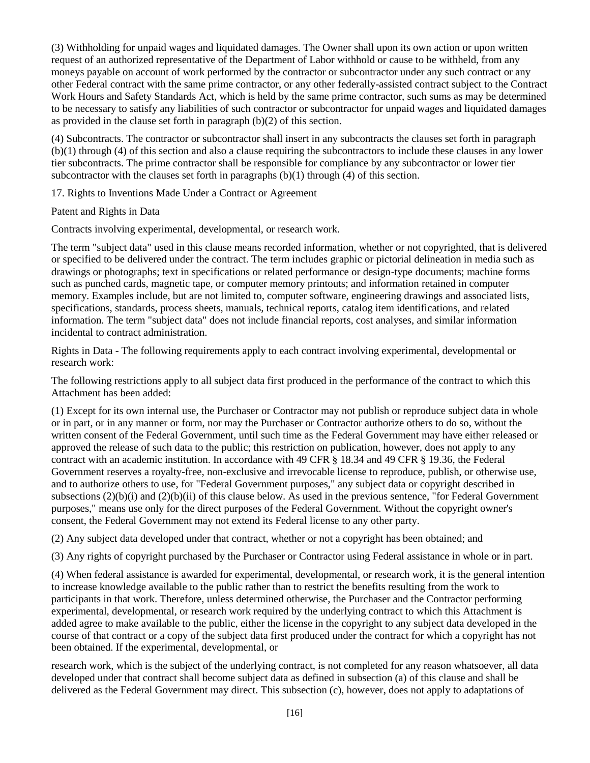(3) Withholding for unpaid wages and liquidated damages. The Owner shall upon its own action or upon written request of an authorized representative of the Department of Labor withhold or cause to be withheld, from any moneys payable on account of work performed by the contractor or subcontractor under any such contract or any other Federal contract with the same prime contractor, or any other federally-assisted contract subject to the Contract Work Hours and Safety Standards Act, which is held by the same prime contractor, such sums as may be determined to be necessary to satisfy any liabilities of such contractor or subcontractor for unpaid wages and liquidated damages as provided in the clause set forth in paragraph (b)(2) of this section.

(4) Subcontracts. The contractor or subcontractor shall insert in any subcontracts the clauses set forth in paragraph (b)(1) through (4) of this section and also a clause requiring the subcontractors to include these clauses in any lower tier subcontracts. The prime contractor shall be responsible for compliance by any subcontractor or lower tier subcontractor with the clauses set forth in paragraphs (b)(1) through (4) of this section.

17. Rights to Inventions Made Under a Contract or Agreement

Patent and Rights in Data

Contracts involving experimental, developmental, or research work.

The term "subject data" used in this clause means recorded information, whether or not copyrighted, that is delivered or specified to be delivered under the contract. The term includes graphic or pictorial delineation in media such as drawings or photographs; text in specifications or related performance or design-type documents; machine forms such as punched cards, magnetic tape, or computer memory printouts; and information retained in computer memory. Examples include, but are not limited to, computer software, engineering drawings and associated lists, specifications, standards, process sheets, manuals, technical reports, catalog item identifications, and related information. The term "subject data" does not include financial reports, cost analyses, and similar information incidental to contract administration.

Rights in Data - The following requirements apply to each contract involving experimental, developmental or research work:

The following restrictions apply to all subject data first produced in the performance of the contract to which this Attachment has been added:

(1) Except for its own internal use, the Purchaser or Contractor may not publish or reproduce subject data in whole or in part, or in any manner or form, nor may the Purchaser or Contractor authorize others to do so, without the written consent of the Federal Government, until such time as the Federal Government may have either released or approved the release of such data to the public; this restriction on publication, however, does not apply to any contract with an academic institution. In accordance with 49 CFR § 18.34 and 49 CFR § 19.36, the Federal Government reserves a royalty-free, non-exclusive and irrevocable license to reproduce, publish, or otherwise use, and to authorize others to use, for "Federal Government purposes," any subject data or copyright described in subsections (2)(b)(i) and (2)(b)(ii) of this clause below. As used in the previous sentence, "for Federal Government purposes," means use only for the direct purposes of the Federal Government. Without the copyright owner's consent, the Federal Government may not extend its Federal license to any other party.

(2) Any subject data developed under that contract, whether or not a copyright has been obtained; and

(3) Any rights of copyright purchased by the Purchaser or Contractor using Federal assistance in whole or in part.

(4) When federal assistance is awarded for experimental, developmental, or research work, it is the general intention to increase knowledge available to the public rather than to restrict the benefits resulting from the work to participants in that work. Therefore, unless determined otherwise, the Purchaser and the Contractor performing experimental, developmental, or research work required by the underlying contract to which this Attachment is added agree to make available to the public, either the license in the copyright to any subject data developed in the course of that contract or a copy of the subject data first produced under the contract for which a copyright has not been obtained. If the experimental, developmental, or research work, which is the subject of the underlying contract, is not completed for any reason whatsoever, all data developed under that contract shall become subject data as defined in subsection (a) of this clause and shall be delivered as the Federal Government may direct. This subsection (c), however, does not apply to adaptations of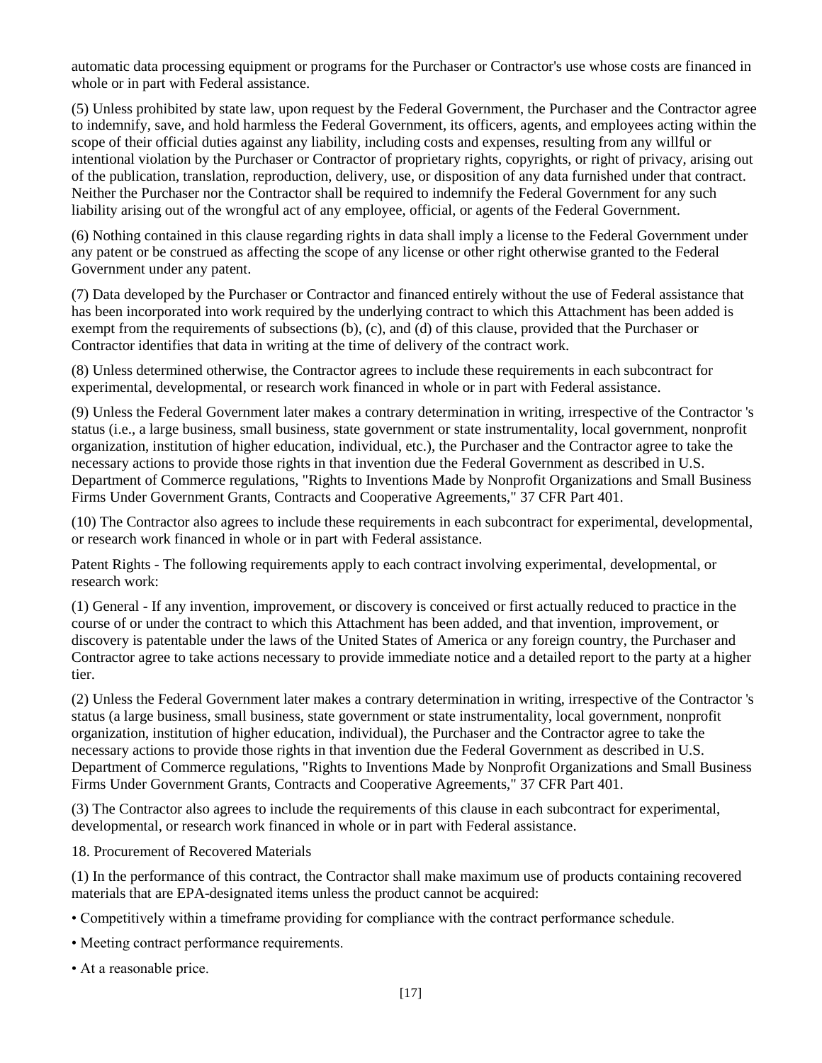automatic data processing equipment or programs for the Purchaser or Contractor's use whose costs are financed in whole or in part with Federal assistance.

(5) Unless prohibited by state law, upon request by the Federal Government, the Purchaser and the Contractor agree to indemnify, save, and hold harmless the Federal Government, its officers, agents, and employees acting within the scope of their official duties against any liability, including costs and expenses, resulting from any willful or intentional violation by the Purchaser or Contractor of proprietary rights, copyrights, or right of privacy, arising out of the publication, translation, reproduction, delivery, use, or disposition of any data furnished under that contract. Neither the Purchaser nor the Contractor shall be required to indemnify the Federal Government for any such liability arising out of the wrongful act of any employee, official, or agents of the Federal Government.

(6) Nothing contained in this clause regarding rights in data shall imply a license to the Federal Government under any patent or be construed as affecting the scope of any license or other right otherwise granted to the Federal Government under any patent.

(7) Data developed by the Purchaser or Contractor and financed entirely without the use of Federal assistance that has been incorporated into work required by the underlying contract to which this Attachment has been added is exempt from the requirements of subsections (b), (c), and (d) of this clause, provided that the Purchaser or Contractor identifies that data in writing at the time of delivery of the contract work.

(8) Unless determined otherwise, the Contractor agrees to include these requirements in each subcontract for experimental, developmental, or research work financed in whole or in part with Federal assistance.

(9) Unless the Federal Government later makes a contrary determination in writing, irrespective of the Contractor 's status (i.e., a large business, small business, state government or state instrumentality, local government, nonprofit organization, institution of higher education, individual, etc.), the Purchaser and the Contractor agree to take the necessary actions to provide those rights in that invention due the Federal Government as described in U.S. Department of Commerce regulations, "Rights to Inventions Made by Nonprofit Organizations and Small Business Firms Under Government Grants, Contracts and Cooperative Agreements," 37 CFR Part 401.

(10) The Contractor also agrees to include these requirements in each subcontract for experimental, developmental, or research work financed in whole or in part with Federal assistance.

Patent Rights - The following requirements apply to each contract involving experimental, developmental, or research work:

(1) General - If any invention, improvement, or discovery is conceived or first actually reduced to practice in the course of or under the contract to which this Attachment has been added, and that invention, improvement, or discovery is patentable under the laws of the United States of America or any foreign country, the Purchaser and Contractor agree to take actions necessary to provide immediate notice and a detailed report to the party at a higher tier.

(2) Unless the Federal Government later makes a contrary determination in writing, irrespective of the Contractor 's status (a large business, small business, state government or state instrumentality, local government, nonprofit organization, institution of higher education, individual), the Purchaser and the Contractor agree to take the necessary actions to provide those rights in that invention due the Federal Government as described in U.S. Department of Commerce regulations, "Rights to Inventions Made by Nonprofit Organizations and Small Business Firms Under Government Grants, Contracts and Cooperative Agreements," 37 CFR Part 401.

(3) The Contractor also agrees to include the requirements of this clause in each subcontract for experimental, developmental, or research work financed in whole or in part with Federal assistance.

18. Procurement of Recovered Materials

(1) In the performance of this contract, the Contractor shall make maximum use of products containing recovered materials that are EPA-designated items unless the product cannot be acquired:

- Competitively within a timeframe providing for compliance with the contract performance schedule.
- Meeting contract performance requirements.
- At a reasonable price.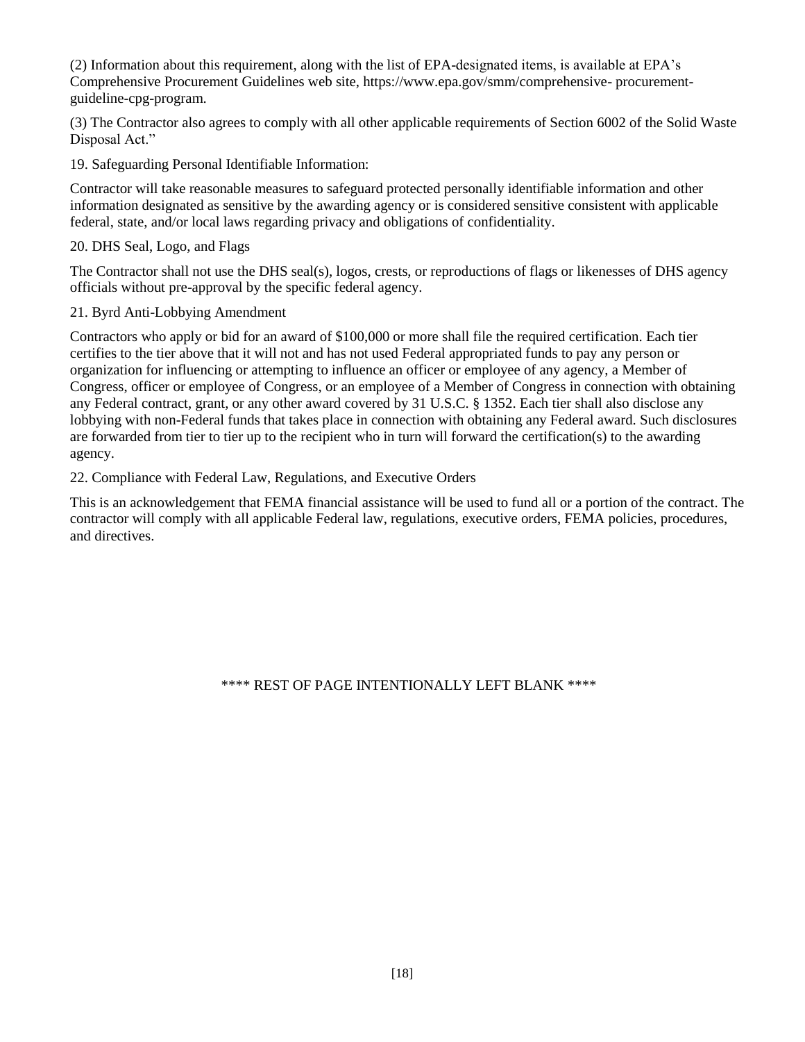(2) Information about this requirement, along with the list of EPA-designated items, is available at EPA's Comprehensive Procurement Guidelines web site, https://www.epa.gov/smm/comprehensive- procurement-guideline-cpg-program.

(3) The Contractor also agrees to comply with all other applicable requirements of Section 6002 of the Solid Waste Disposal Act."

19. Safeguarding Personal Identifiable Information:

Contractor will take reasonable measures to safeguard protected personally identifiable information and other information designated as sensitive by the awarding agency or is considered sensitive consistent with applicable federal, state, and/or local laws regarding privacy and obligations of confidentiality.

20. DHS Seal, Logo, and Flags

The Contractor shall not use the DHS seal(s), logos, crests, or reproductions of flags or likenesses of DHS agency officials without pre-approval by the specific federal agency.

21. Byrd Anti-Lobbying Amendment

Contractors who apply or bid for an award of $100,000 or more shall file the required certification. Each tier certifies to the tier above that it will not and has not used Federal appropriated funds to pay any person or organization for influencing or attempting to influence an officer or employee of any agency, a Member of Congress, officer or employee of Congress, or an employee of a Member of Congress in connection with obtaining any Federal contract, grant, or any other award covered by 31 U.S.C. § 1352. Each tier shall also disclose any lobbying with non-Federal funds that takes place in connection with obtaining any Federal award. Such disclosures are forwarded from tier to tier up to the recipient who in turn will forward the certification(s) to the awarding agency.

22. Compliance with Federal Law, Regulations, and Executive Orders

This is an acknowledgement that FEMA financial assistance will be used to fund all or a portion of the contract. The contractor will comply with all applicable Federal law, regulations, executive orders, FEMA policies, procedures, and directives.

**** REST OF PAGE INTENTIONALLY LEFT BLANK ****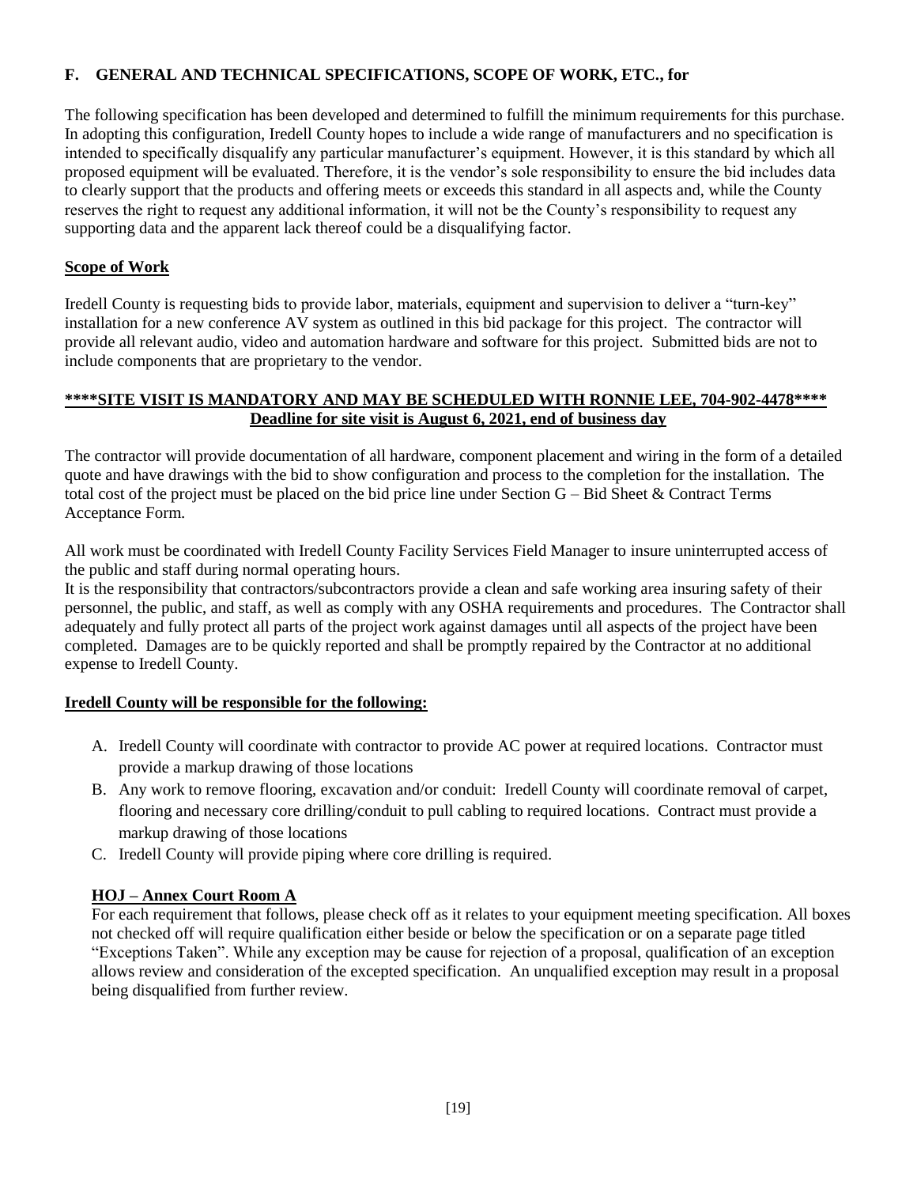### F. GENERAL AND TECHNICAL SPECIFICATIONS, SCOPE OF WORK, ETC., for

The following specification has been developed and determined to fulfill the minimum requirements for this purchase. In adopting this configuration, Iredell County hopes to include a wide range of manufacturers and no specification is intended to specifically disqualify any particular manufacturer's equipment. However, it is this standard by which all proposed equipment will be evaluated. Therefore, it is the vendor's sole responsibility to ensure the bid includes data to clearly support that the products and offering meets or exceeds this standard in all aspects and, while the County reserves the right to request any additional information, it will not be the County's responsibility to request any supporting data and the apparent lack thereof could be a disqualifying factor.

**Scope of Work**

Iredell County is requesting bids to provide labor, materials, equipment and supervision to deliver a "turn-key" installation for a new conference AV system as outlined in this bid package for this project. The contractor will provide all relevant audio, video and automation hardware and software for this project. Submitted bids are not to include components that are proprietary to the vendor.

**\*\*\*\*SITE VISIT IS MANDATORY AND MAY BE SCHEDULED WITH RONNIE LEE, 704-902-4478\*\*\*\***
**Deadline for site visit is August 6, 2021, end of business day**

The contractor will provide documentation of all hardware, component placement and wiring in the form of a detailed quote and have drawings with the bid to show configuration and process to the completion for the installation. The total cost of the project must be placed on the bid price line under Section G – Bid Sheet & Contract Terms Acceptance Form.

All work must be coordinated with Iredell County Facility Services Field Manager to insure uninterrupted access of the public and staff during normal operating hours.

It is the responsibility that contractors/subcontractors provide a clean and safe working area insuring safety of their personnel, the public, and staff, as well as comply with any OSHA requirements and procedures. The Contractor shall adequately and fully protect all parts of the project work against damages until all aspects of the project have been completed. Damages are to be quickly reported and shall be promptly repaired by the Contractor at no additional expense to Iredell County.

**Iredell County will be responsible for the following:**

A. Iredell County will coordinate with contractor to provide AC power at required locations. Contractor must provide a markup drawing of those locations
B. Any work to remove flooring, excavation and/or conduit: Iredell County will coordinate removal of carpet, flooring and necessary core drilling/conduit to pull cabling to required locations. Contract must provide a markup drawing of those locations
C. Iredell County will provide piping where core drilling is required.

**HOJ – Annex Court Room A**

For each requirement that follows, please check off as it relates to your equipment meeting specification. All boxes not checked off will require qualification either beside or below the specification or on a separate page titled "Exceptions Taken". While any exception may be cause for rejection of a proposal, qualification of an exception allows review and consideration of the excepted specification. An unqualified exception may result in a proposal being disqualified from further review.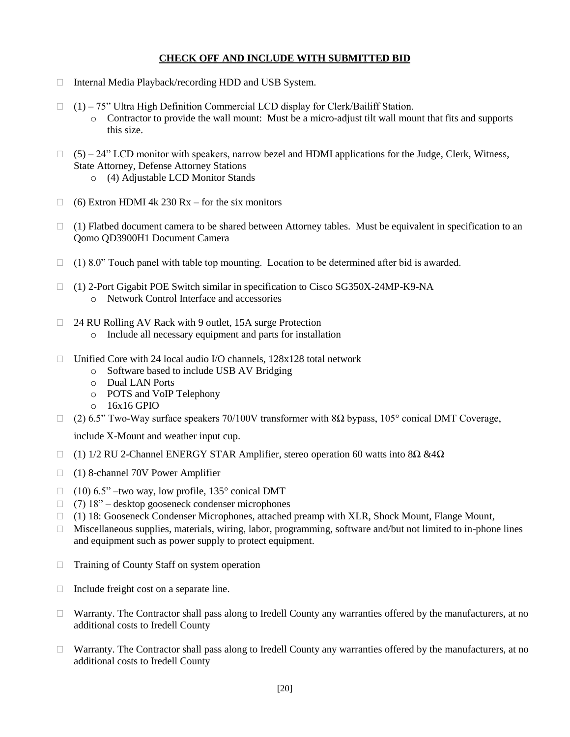**CHECK OFF AND INCLUDE WITH SUBMITTED BID**

- Internal Media Playback/recording HDD and USB System.
- (1) – 75" Ultra High Definition Commercial LCD display for Clerk/Bailiff Station.
  - Contractor to provide the wall mount: Must be a micro-adjust tilt wall mount that fits and supports this size.
- (5) – 24" LCD monitor with speakers, narrow bezel and HDMI applications for the Judge, Clerk, Witness, State Attorney, Defense Attorney Stations
  - (4) Adjustable LCD Monitor Stands
- (6) Extron HDMI 4k 230 Rx – for the six monitors
- (1) Flatbed document camera to be shared between Attorney tables. Must be equivalent in specification to an Qomo QD3900H1 Document Camera
- (1) 8.0" Touch panel with table top mounting. Location to be determined after bid is awarded.
- (1) 2-Port Gigabit POE Switch similar in specification to Cisco SG350X-24MP-K9-NA
  - Network Control Interface and accessories
- 24 RU Rolling AV Rack with 9 outlet, 15A surge Protection
  - Include all necessary equipment and parts for installation
- Unified Core with 24 local audio I/O channels, 128x128 total network
  - Software based to include USB AV Bridging
  - Dual LAN Ports
  - POTS and VoIP Telephony
  - 16x16 GPIO
- (2) 6.5" Two-Way surface speakers 70/100V transformer with 8Ω bypass, 105° conical DMT Coverage, include X-Mount and weather input cup.
- (1) 1/2 RU 2-Channel ENERGY STAR Amplifier, stereo operation 60 watts into 8Ω &4Ω
- (1) 8-channel 70V Power Amplifier
- (10) 6.5" –two way, low profile, 135° conical DMT
- (7) 18" – desktop gooseneck condenser microphones
- (1) 18: Gooseneck Condenser Microphones, attached preamp with XLR, Shock Mount, Flange Mount,
- Miscellaneous supplies, materials, wiring, labor, programming, software and/but not limited to in-phone lines and equipment such as power supply to protect equipment.
- Training of County Staff on system operation
- Include freight cost on a separate line.
- Warranty. The Contractor shall pass along to Iredell County any warranties offered by the manufacturers, at no additional costs to Iredell County
- Warranty. The Contractor shall pass along to Iredell County any warranties offered by the manufacturers, at no additional costs to Iredell County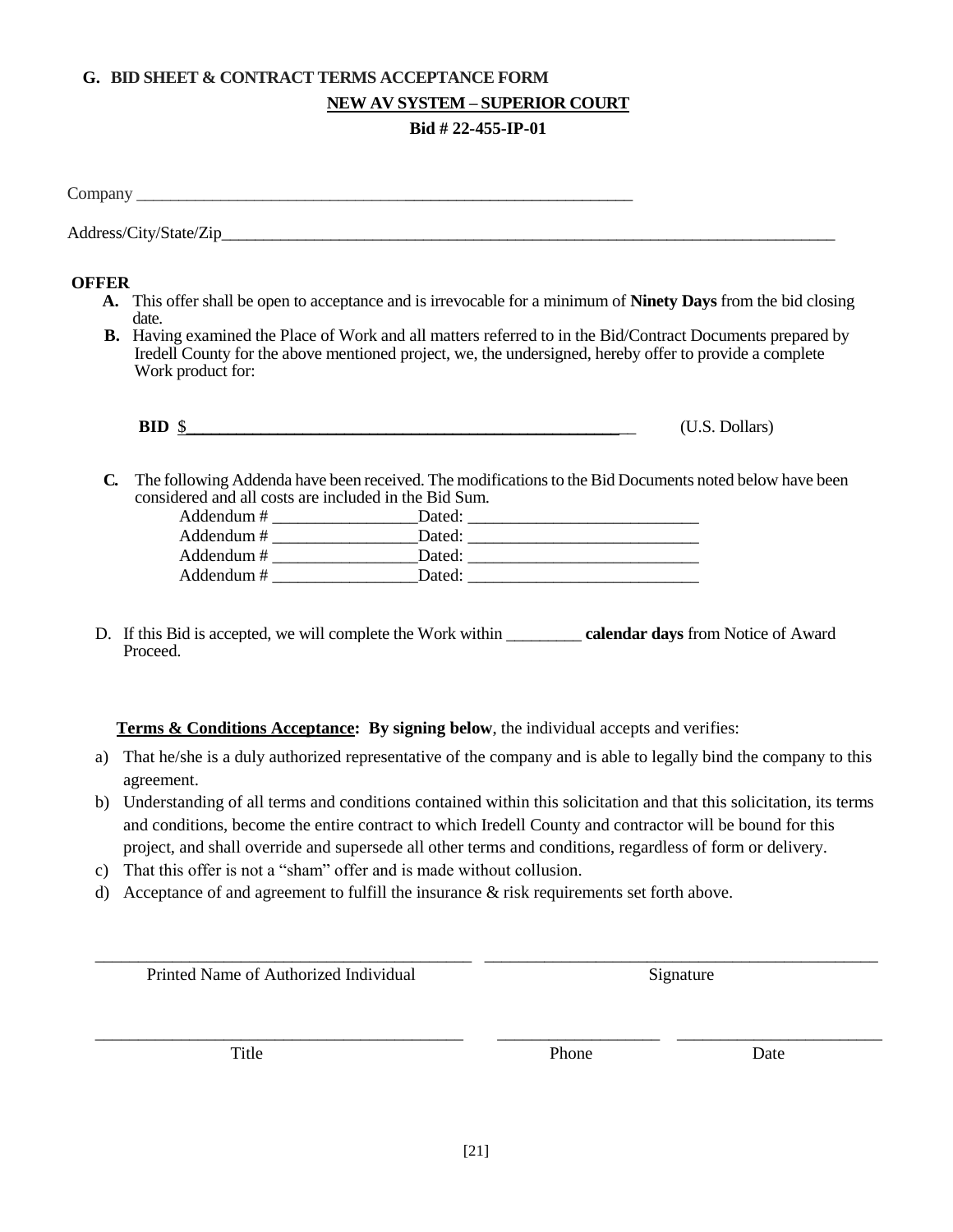## G. BID SHEET & CONTRACT TERMS ACCEPTANCE FORM

**NEW AV SYSTEM – SUPERIOR COURT**

**Bid # 22-455-IP-01**

Company _______________________________________________________________

Address/City/State/Zip_______________________________________________________________________________

**OFFER**

**A.** This offer shall be open to acceptance and is irrevocable for a minimum of **Ninety Days** from the bid closing date.

**B.** Having examined the Place of Work and all matters referred to in the Bid/Contract Documents prepared by Iredell County for the above mentioned project, we, the undersigned, hereby offer to provide a complete Work product for:

**BID** $_______________________________________________________ (U.S. Dollars)

**C.** The following Addenda have been received. The modifications to the Bid Documents noted below have been considered and all costs are included in the Bid Sum.

Addendum # _________________Dated: ___________________________

Addendum # _________________Dated: ___________________________

Addendum # _________________Dated: ___________________________

Addendum # _________________Dated: ___________________________

D. If this Bid is accepted, we will complete the Work within _________ **calendar days** from Notice of Award Proceed.

**Terms & Conditions Acceptance: By signing below**, the individual accepts and verifies:

a) That he/she is a duly authorized representative of the company and is able to legally bind the company to this agreement.

b) Understanding of all terms and conditions contained within this solicitation and that this solicitation, its terms and conditions, become the entire contract to which Iredell County and contractor will be bound for this project, and shall override and supersede all other terms and conditions, regardless of form or delivery.

c) That this offer is not a "sham" offer and is made without collusion.

d) Acceptance of and agreement to fulfill the insurance & risk requirements set forth above.

_______________________________________________ _________________________________________________

Printed Name of Authorized Individual Signature

_______________________________________________ ____________________ _________________________

Title Phone Date